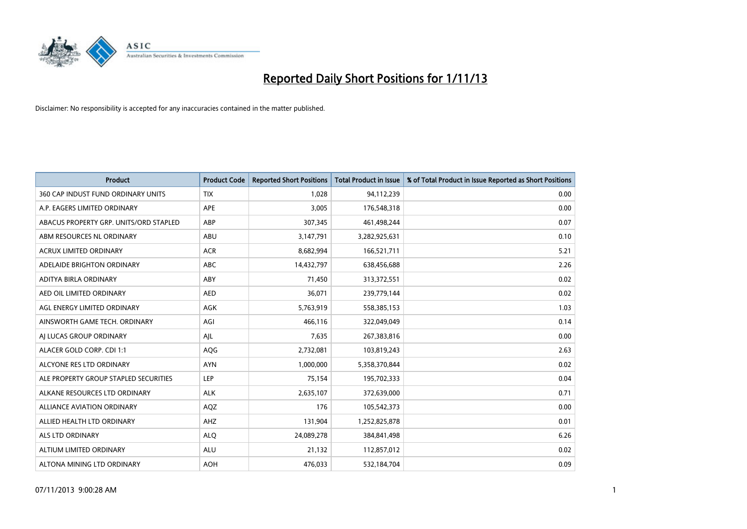# Reported Daily Short Positions for 1/11/13

Disclaimer: No responsibility is accepted for any inaccuracies contained in the matter published.

| Product | Product Code | Reported Short Positions | Total Product in Issue | % of Total Product in Issue Reported as Short Positions |
|---|---|---|---|---|
| 360 CAP INDUST FUND ORDINARY UNITS | TIX | 1,028 | 94,112,239 | 0.00 |
| A.P. EAGERS LIMITED ORDINARY | APE | 3,005 | 176,548,318 | 0.00 |
| ABACUS PROPERTY GRP. UNITS/ORD STAPLED | ABP | 307,345 | 461,498,244 | 0.07 |
| ABM RESOURCES NL ORDINARY | ABU | 3,147,791 | 3,282,925,631 | 0.10 |
| ACRUX LIMITED ORDINARY | ACR | 8,682,994 | 166,521,711 | 5.21 |
| ADELAIDE BRIGHTON ORDINARY | ABC | 14,432,797 | 638,456,688 | 2.26 |
| ADITYA BIRLA ORDINARY | ABY | 71,450 | 313,372,551 | 0.02 |
| AED OIL LIMITED ORDINARY | AED | 36,071 | 239,779,144 | 0.02 |
| AGL ENERGY LIMITED ORDINARY | AGK | 5,763,919 | 558,385,153 | 1.03 |
| AINSWORTH GAME TECH. ORDINARY | AGI | 466,116 | 322,049,049 | 0.14 |
| AJ LUCAS GROUP ORDINARY | AJL | 7,635 | 267,383,816 | 0.00 |
| ALACER GOLD CORP. CDI 1:1 | AQG | 2,732,081 | 103,819,243 | 2.63 |
| ALCYONE RES LTD ORDINARY | AYN | 1,000,000 | 5,358,370,844 | 0.02 |
| ALE PROPERTY GROUP STAPLED SECURITIES | LEP | 75,154 | 195,702,333 | 0.04 |
| ALKANE RESOURCES LTD ORDINARY | ALK | 2,635,107 | 372,639,000 | 0.71 |
| ALLIANCE AVIATION ORDINARY | AQZ | 176 | 105,542,373 | 0.00 |
| ALLIED HEALTH LTD ORDINARY | AHZ | 131,904 | 1,252,825,878 | 0.01 |
| ALS LTD ORDINARY | ALQ | 24,089,278 | 384,841,498 | 6.26 |
| ALTIUM LIMITED ORDINARY | ALU | 21,132 | 112,857,012 | 0.02 |
| ALTONA MINING LTD ORDINARY | AOH | 476,033 | 532,184,704 | 0.09 |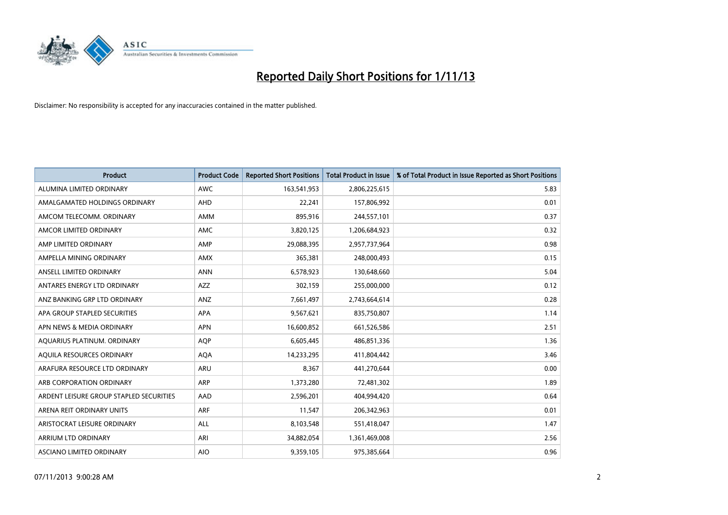# Reported Daily Short Positions for 1/11/13

Disclaimer: No responsibility is accepted for any inaccuracies contained in the matter published.

| Product | Product Code | Reported Short Positions | Total Product in Issue | % of Total Product in Issue Reported as Short Positions |
|---|---|---|---|---|
| ALUMINA LIMITED ORDINARY | AWC | 163,541,953 | 2,806,225,615 | 5.83 |
| AMALGAMATED HOLDINGS ORDINARY | AHD | 22,241 | 157,806,992 | 0.01 |
| AMCOM TELECOMM. ORDINARY | AMM | 895,916 | 244,557,101 | 0.37 |
| AMCOR LIMITED ORDINARY | AMC | 3,820,125 | 1,206,684,923 | 0.32 |
| AMP LIMITED ORDINARY | AMP | 29,088,395 | 2,957,737,964 | 0.98 |
| AMPELLA MINING ORDINARY | AMX | 365,381 | 248,000,493 | 0.15 |
| ANSELL LIMITED ORDINARY | ANN | 6,578,923 | 130,648,660 | 5.04 |
| ANTARES ENERGY LTD ORDINARY | AZZ | 302,159 | 255,000,000 | 0.12 |
| ANZ BANKING GRP LTD ORDINARY | ANZ | 7,661,497 | 2,743,664,614 | 0.28 |
| APA GROUP STAPLED SECURITIES | APA | 9,567,621 | 835,750,807 | 1.14 |
| APN NEWS & MEDIA ORDINARY | APN | 16,600,852 | 661,526,586 | 2.51 |
| AQUARIUS PLATINUM. ORDINARY | AQP | 6,605,445 | 486,851,336 | 1.36 |
| AQUILA RESOURCES ORDINARY | AQA | 14,233,295 | 411,804,442 | 3.46 |
| ARAFURA RESOURCE LTD ORDINARY | ARU | 8,367 | 441,270,644 | 0.00 |
| ARB CORPORATION ORDINARY | ARP | 1,373,280 | 72,481,302 | 1.89 |
| ARDENT LEISURE GROUP STAPLED SECURITIES | AAD | 2,596,201 | 404,994,420 | 0.64 |
| ARENA REIT ORDINARY UNITS | ARF | 11,547 | 206,342,963 | 0.01 |
| ARISTOCRAT LEISURE ORDINARY | ALL | 8,103,548 | 551,418,047 | 1.47 |
| ARRIUM LTD ORDINARY | ARI | 34,882,054 | 1,361,469,008 | 2.56 |
| ASCIANO LIMITED ORDINARY | AIO | 9,359,105 | 975,385,664 | 0.96 |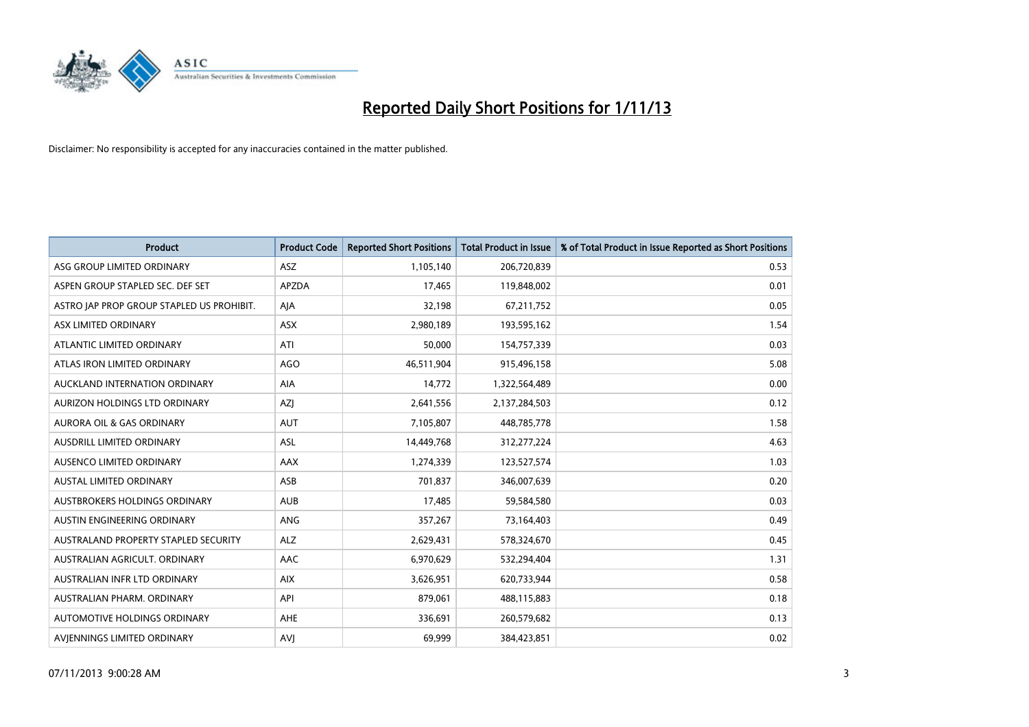# Reported Daily Short Positions for 1/11/13

Disclaimer: No responsibility is accepted for any inaccuracies contained in the matter published.

| Product | Product Code | Reported Short Positions | Total Product in Issue | % of Total Product in Issue Reported as Short Positions |
|---|---|---|---|---|
| ASG GROUP LIMITED ORDINARY | ASZ | 1,105,140 | 206,720,839 | 0.53 |
| ASPEN GROUP STAPLED SEC. DEF SET | APZDA | 17,465 | 119,848,002 | 0.01 |
| ASTRO JAP PROP GROUP STAPLED US PROHIBIT. | AJA | 32,198 | 67,211,752 | 0.05 |
| ASX LIMITED ORDINARY | ASX | 2,980,189 | 193,595,162 | 1.54 |
| ATLANTIC LIMITED ORDINARY | ATI | 50,000 | 154,757,339 | 0.03 |
| ATLAS IRON LIMITED ORDINARY | AGO | 46,511,904 | 915,496,158 | 5.08 |
| AUCKLAND INTERNATION ORDINARY | AIA | 14,772 | 1,322,564,489 | 0.00 |
| AURIZON HOLDINGS LTD ORDINARY | AZJ | 2,641,556 | 2,137,284,503 | 0.12 |
| AURORA OIL & GAS ORDINARY | AUT | 7,105,807 | 448,785,778 | 1.58 |
| AUSDRILL LIMITED ORDINARY | ASL | 14,449,768 | 312,277,224 | 4.63 |
| AUSENCO LIMITED ORDINARY | AAX | 1,274,339 | 123,527,574 | 1.03 |
| AUSTAL LIMITED ORDINARY | ASB | 701,837 | 346,007,639 | 0.20 |
| AUSTBROKERS HOLDINGS ORDINARY | AUB | 17,485 | 59,584,580 | 0.03 |
| AUSTIN ENGINEERING ORDINARY | ANG | 357,267 | 73,164,403 | 0.49 |
| AUSTRALAND PROPERTY STAPLED SECURITY | ALZ | 2,629,431 | 578,324,670 | 0.45 |
| AUSTRALIAN AGRICULT. ORDINARY | AAC | 6,970,629 | 532,294,404 | 1.31 |
| AUSTRALIAN INFR LTD ORDINARY | AIX | 3,626,951 | 620,733,944 | 0.58 |
| AUSTRALIAN PHARM. ORDINARY | API | 879,061 | 488,115,883 | 0.18 |
| AUTOMOTIVE HOLDINGS ORDINARY | AHE | 336,691 | 260,579,682 | 0.13 |
| AVJENNINGS LIMITED ORDINARY | AVJ | 69,999 | 384,423,851 | 0.02 |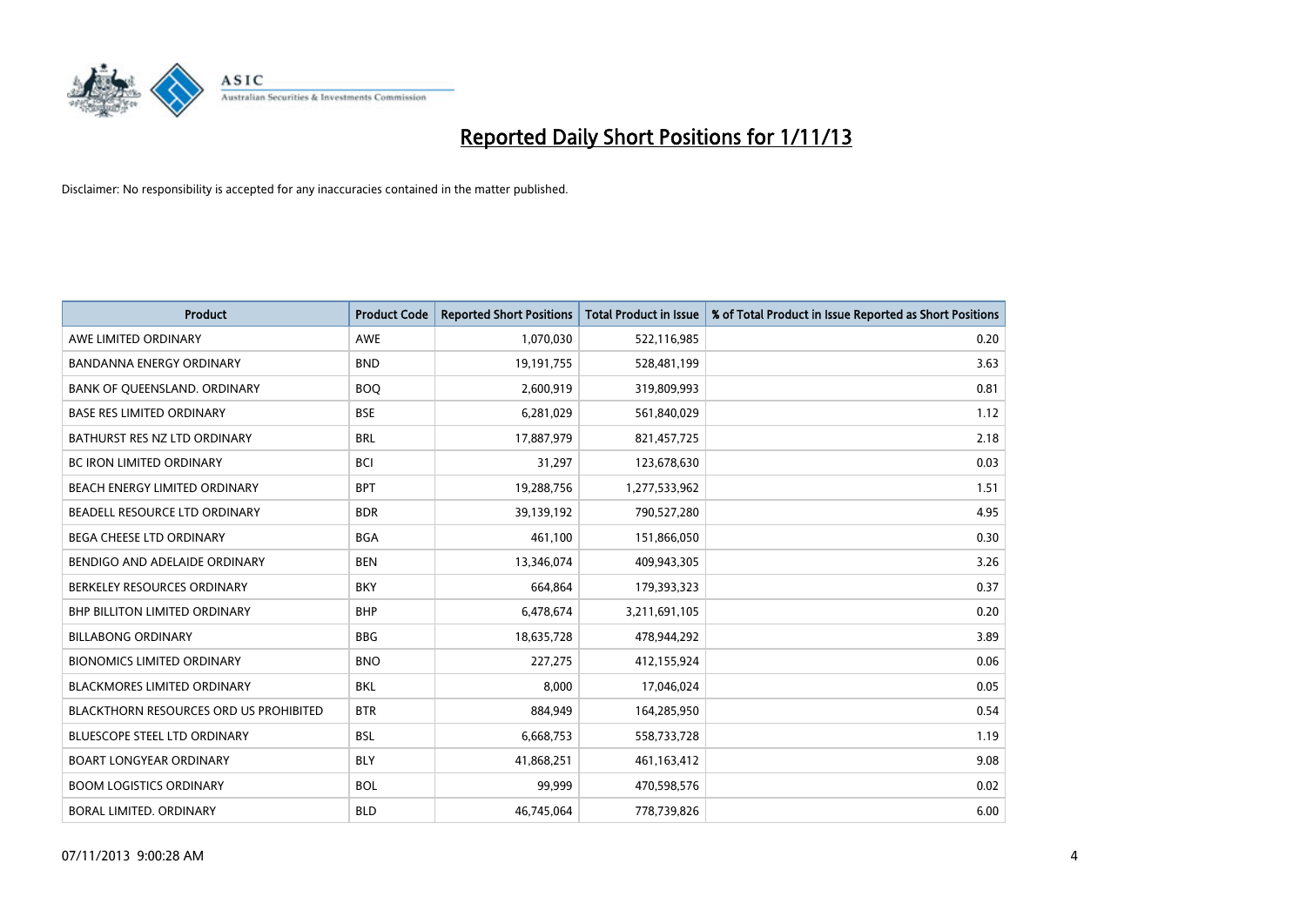# Reported Daily Short Positions for 1/11/13

Disclaimer: No responsibility is accepted for any inaccuracies contained in the matter published.

| Product | Product Code | Reported Short Positions | Total Product in Issue | % of Total Product in Issue Reported as Short Positions |
|---|---|---|---|---|
| AWE LIMITED ORDINARY | AWE | 1,070,030 | 522,116,985 | 0.20 |
| BANDANNA ENERGY ORDINARY | BND | 19,191,755 | 528,481,199 | 3.63 |
| BANK OF QUEENSLAND. ORDINARY | BOQ | 2,600,919 | 319,809,993 | 0.81 |
| BASE RES LIMITED ORDINARY | BSE | 6,281,029 | 561,840,029 | 1.12 |
| BATHURST RES NZ LTD ORDINARY | BRL | 17,887,979 | 821,457,725 | 2.18 |
| BC IRON LIMITED ORDINARY | BCI | 31,297 | 123,678,630 | 0.03 |
| BEACH ENERGY LIMITED ORDINARY | BPT | 19,288,756 | 1,277,533,962 | 1.51 |
| BEADELL RESOURCE LTD ORDINARY | BDR | 39,139,192 | 790,527,280 | 4.95 |
| BEGA CHEESE LTD ORDINARY | BGA | 461,100 | 151,866,050 | 0.30 |
| BENDIGO AND ADELAIDE ORDINARY | BEN | 13,346,074 | 409,943,305 | 3.26 |
| BERKELEY RESOURCES ORDINARY | BKY | 664,864 | 179,393,323 | 0.37 |
| BHP BILLITON LIMITED ORDINARY | BHP | 6,478,674 | 3,211,691,105 | 0.20 |
| BILLABONG ORDINARY | BBG | 18,635,728 | 478,944,292 | 3.89 |
| BIONOMICS LIMITED ORDINARY | BNO | 227,275 | 412,155,924 | 0.06 |
| BLACKMORES LIMITED ORDINARY | BKL | 8,000 | 17,046,024 | 0.05 |
| BLACKTHORN RESOURCES ORD US PROHIBITED | BTR | 884,949 | 164,285,950 | 0.54 |
| BLUESCOPE STEEL LTD ORDINARY | BSL | 6,668,753 | 558,733,728 | 1.19 |
| BOART LONGYEAR ORDINARY | BLY | 41,868,251 | 461,163,412 | 9.08 |
| BOOM LOGISTICS ORDINARY | BOL | 99,999 | 470,598,576 | 0.02 |
| BORAL LIMITED. ORDINARY | BLD | 46,745,064 | 778,739,826 | 6.00 |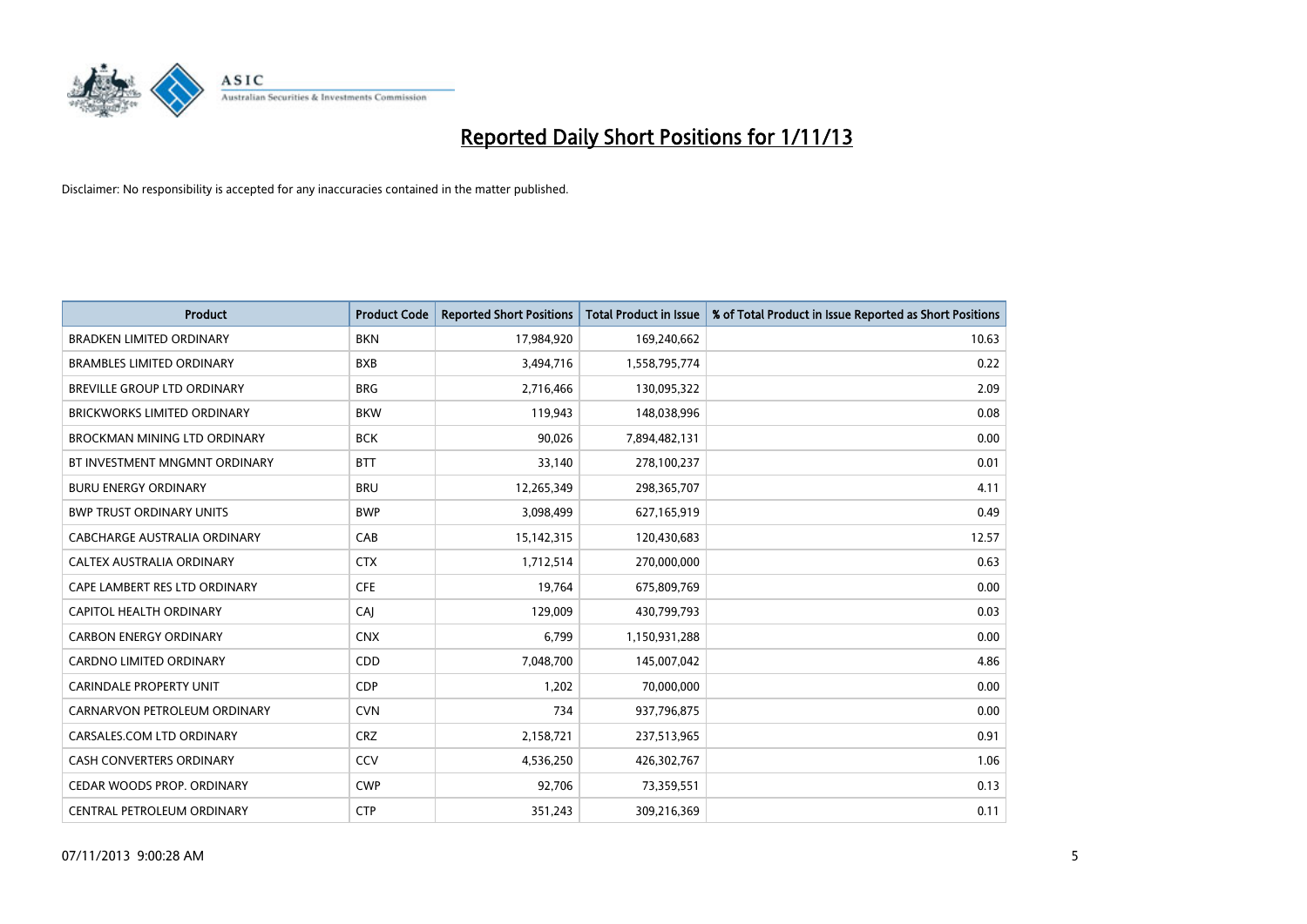# Reported Daily Short Positions for 1/11/13

Disclaimer: No responsibility is accepted for any inaccuracies contained in the matter published.

| Product | Product Code | Reported Short Positions | Total Product in Issue | % of Total Product in Issue Reported as Short Positions |
|---|---|---|---|---|
| BRADKEN LIMITED ORDINARY | BKN | 17,984,920 | 169,240,662 | 10.63 |
| BRAMBLES LIMITED ORDINARY | BXB | 3,494,716 | 1,558,795,774 | 0.22 |
| BREVILLE GROUP LTD ORDINARY | BRG | 2,716,466 | 130,095,322 | 2.09 |
| BRICKWORKS LIMITED ORDINARY | BKW | 119,943 | 148,038,996 | 0.08 |
| BROCKMAN MINING LTD ORDINARY | BCK | 90,026 | 7,894,482,131 | 0.00 |
| BT INVESTMENT MNGMNT ORDINARY | BTT | 33,140 | 278,100,237 | 0.01 |
| BURU ENERGY ORDINARY | BRU | 12,265,349 | 298,365,707 | 4.11 |
| BWP TRUST ORDINARY UNITS | BWP | 3,098,499 | 627,165,919 | 0.49 |
| CABCHARGE AUSTRALIA ORDINARY | CAB | 15,142,315 | 120,430,683 | 12.57 |
| CALTEX AUSTRALIA ORDINARY | CTX | 1,712,514 | 270,000,000 | 0.63 |
| CAPE LAMBERT RES LTD ORDINARY | CFE | 19,764 | 675,809,769 | 0.00 |
| CAPITOL HEALTH ORDINARY | CAJ | 129,009 | 430,799,793 | 0.03 |
| CARBON ENERGY ORDINARY | CNX | 6,799 | 1,150,931,288 | 0.00 |
| CARDNO LIMITED ORDINARY | CDD | 7,048,700 | 145,007,042 | 4.86 |
| CARINDALE PROPERTY UNIT | CDP | 1,202 | 70,000,000 | 0.00 |
| CARNARVON PETROLEUM ORDINARY | CVN | 734 | 937,796,875 | 0.00 |
| CARSALES.COM LTD ORDINARY | CRZ | 2,158,721 | 237,513,965 | 0.91 |
| CASH CONVERTERS ORDINARY | CCV | 4,536,250 | 426,302,767 | 1.06 |
| CEDAR WOODS PROP. ORDINARY | CWP | 92,706 | 73,359,551 | 0.13 |
| CENTRAL PETROLEUM ORDINARY | CTP | 351,243 | 309,216,369 | 0.11 |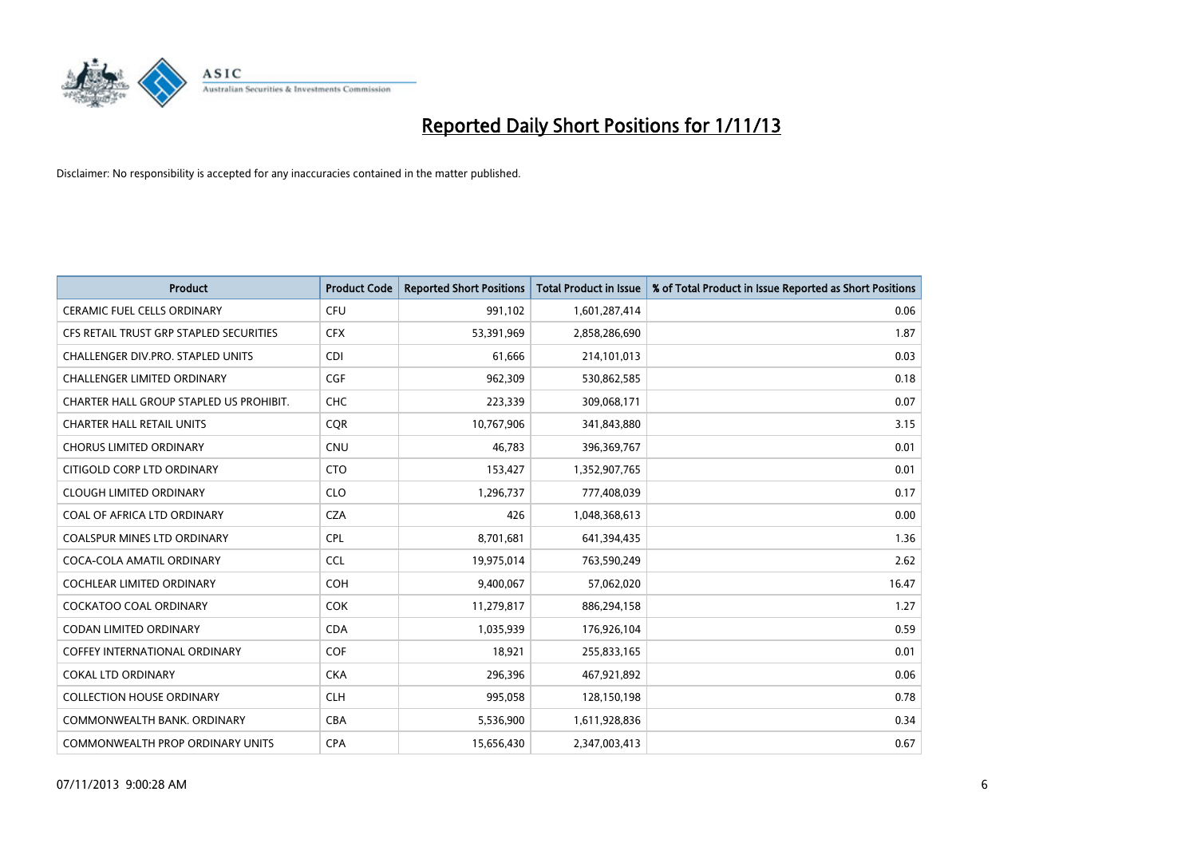# Reported Daily Short Positions for 1/11/13

Disclaimer: No responsibility is accepted for any inaccuracies contained in the matter published.

| Product | Product Code | Reported Short Positions | Total Product in Issue | % of Total Product in Issue Reported as Short Positions |
|---|---|---|---|---|
| CERAMIC FUEL CELLS ORDINARY | CFU | 991,102 | 1,601,287,414 | 0.06 |
| CFS RETAIL TRUST GRP STAPLED SECURITIES | CFX | 53,391,969 | 2,858,286,690 | 1.87 |
| CHALLENGER DIV.PRO. STAPLED UNITS | CDI | 61,666 | 214,101,013 | 0.03 |
| CHALLENGER LIMITED ORDINARY | CGF | 962,309 | 530,862,585 | 0.18 |
| CHARTER HALL GROUP STAPLED US PROHIBIT. | CHC | 223,339 | 309,068,171 | 0.07 |
| CHARTER HALL RETAIL UNITS | CQR | 10,767,906 | 341,843,880 | 3.15 |
| CHORUS LIMITED ORDINARY | CNU | 46,783 | 396,369,767 | 0.01 |
| CITIGOLD CORP LTD ORDINARY | CTO | 153,427 | 1,352,907,765 | 0.01 |
| CLOUGH LIMITED ORDINARY | CLO | 1,296,737 | 777,408,039 | 0.17 |
| COAL OF AFRICA LTD ORDINARY | CZA | 426 | 1,048,368,613 | 0.00 |
| COALSPUR MINES LTD ORDINARY | CPL | 8,701,681 | 641,394,435 | 1.36 |
| COCA-COLA AMATIL ORDINARY | CCL | 19,975,014 | 763,590,249 | 2.62 |
| COCHLEAR LIMITED ORDINARY | COH | 9,400,067 | 57,062,020 | 16.47 |
| COCKATOO COAL ORDINARY | COK | 11,279,817 | 886,294,158 | 1.27 |
| CODAN LIMITED ORDINARY | CDA | 1,035,939 | 176,926,104 | 0.59 |
| COFFEY INTERNATIONAL ORDINARY | COF | 18,921 | 255,833,165 | 0.01 |
| COKAL LTD ORDINARY | CKA | 296,396 | 467,921,892 | 0.06 |
| COLLECTION HOUSE ORDINARY | CLH | 995,058 | 128,150,198 | 0.78 |
| COMMONWEALTH BANK. ORDINARY | CBA | 5,536,900 | 1,611,928,836 | 0.34 |
| COMMONWEALTH PROP ORDINARY UNITS | CPA | 15,656,430 | 2,347,003,413 | 0.67 |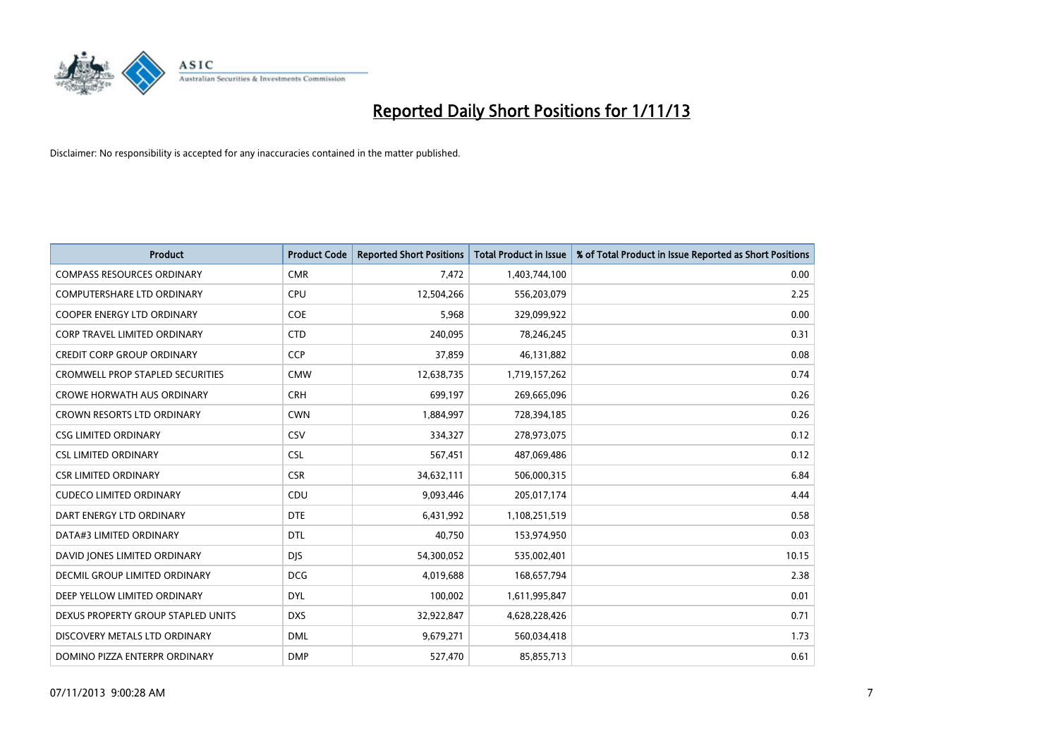# Reported Daily Short Positions for 1/11/13

Disclaimer: No responsibility is accepted for any inaccuracies contained in the matter published.

| Product | Product Code | Reported Short Positions | Total Product in Issue | % of Total Product in Issue Reported as Short Positions |
|---|---|---|---|---|
| COMPASS RESOURCES ORDINARY | CMR | 7,472 | 1,403,744,100 | 0.00 |
| COMPUTERSHARE LTD ORDINARY | CPU | 12,504,266 | 556,203,079 | 2.25 |
| COOPER ENERGY LTD ORDINARY | COE | 5,968 | 329,099,922 | 0.00 |
| CORP TRAVEL LIMITED ORDINARY | CTD | 240,095 | 78,246,245 | 0.31 |
| CREDIT CORP GROUP ORDINARY | CCP | 37,859 | 46,131,882 | 0.08 |
| CROMWELL PROP STAPLED SECURITIES | CMW | 12,638,735 | 1,719,157,262 | 0.74 |
| CROWE HORWATH AUS ORDINARY | CRH | 699,197 | 269,665,096 | 0.26 |
| CROWN RESORTS LTD ORDINARY | CWN | 1,884,997 | 728,394,185 | 0.26 |
| CSG LIMITED ORDINARY | CSV | 334,327 | 278,973,075 | 0.12 |
| CSL LIMITED ORDINARY | CSL | 567,451 | 487,069,486 | 0.12 |
| CSR LIMITED ORDINARY | CSR | 34,632,111 | 506,000,315 | 6.84 |
| CUDECO LIMITED ORDINARY | CDU | 9,093,446 | 205,017,174 | 4.44 |
| DART ENERGY LTD ORDINARY | DTE | 6,431,992 | 1,108,251,519 | 0.58 |
| DATA#3 LIMITED ORDINARY | DTL | 40,750 | 153,974,950 | 0.03 |
| DAVID JONES LIMITED ORDINARY | DJS | 54,300,052 | 535,002,401 | 10.15 |
| DECMIL GROUP LIMITED ORDINARY | DCG | 4,019,688 | 168,657,794 | 2.38 |
| DEEP YELLOW LIMITED ORDINARY | DYL | 100,002 | 1,611,995,847 | 0.01 |
| DEXUS PROPERTY GROUP STAPLED UNITS | DXS | 32,922,847 | 4,628,228,426 | 0.71 |
| DISCOVERY METALS LTD ORDINARY | DML | 9,679,271 | 560,034,418 | 1.73 |
| DOMINO PIZZA ENTERPR ORDINARY | DMP | 527,470 | 85,855,713 | 0.61 |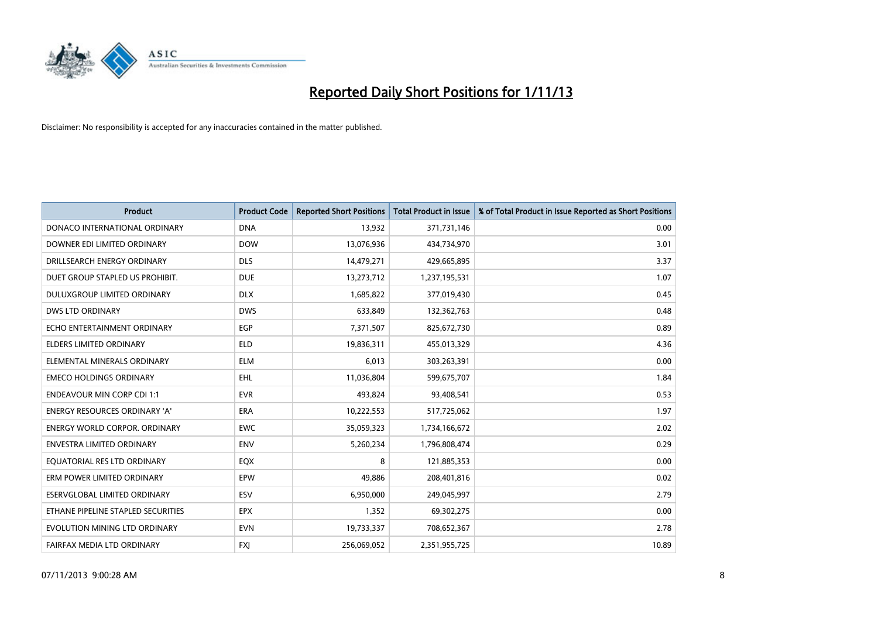# Reported Daily Short Positions for 1/11/13

Disclaimer: No responsibility is accepted for any inaccuracies contained in the matter published.

| Product | Product Code | Reported Short Positions | Total Product in Issue | % of Total Product in Issue Reported as Short Positions |
|---|---|---|---|---|
| DONACO INTERNATIONAL ORDINARY | DNA | 13,932 | 371,731,146 | 0.00 |
| DOWNER EDI LIMITED ORDINARY | DOW | 13,076,936 | 434,734,970 | 3.01 |
| DRILLSEARCH ENERGY ORDINARY | DLS | 14,479,271 | 429,665,895 | 3.37 |
| DUET GROUP STAPLED US PROHIBIT. | DUE | 13,273,712 | 1,237,195,531 | 1.07 |
| DULUXGROUP LIMITED ORDINARY | DLX | 1,685,822 | 377,019,430 | 0.45 |
| DWS LTD ORDINARY | DWS | 633,849 | 132,362,763 | 0.48 |
| ECHO ENTERTAINMENT ORDINARY | EGP | 7,371,507 | 825,672,730 | 0.89 |
| ELDERS LIMITED ORDINARY | ELD | 19,836,311 | 455,013,329 | 4.36 |
| ELEMENTAL MINERALS ORDINARY | ELM | 6,013 | 303,263,391 | 0.00 |
| EMECO HOLDINGS ORDINARY | EHL | 11,036,804 | 599,675,707 | 1.84 |
| ENDEAVOUR MIN CORP CDI 1:1 | EVR | 493,824 | 93,408,541 | 0.53 |
| ENERGY RESOURCES ORDINARY 'A' | ERA | 10,222,553 | 517,725,062 | 1.97 |
| ENERGY WORLD CORPOR. ORDINARY | EWC | 35,059,323 | 1,734,166,672 | 2.02 |
| ENVESTRA LIMITED ORDINARY | ENV | 5,260,234 | 1,796,808,474 | 0.29 |
| EQUATORIAL RES LTD ORDINARY | EQX | 8 | 121,885,353 | 0.00 |
| ERM POWER LIMITED ORDINARY | EPW | 49,886 | 208,401,816 | 0.02 |
| ESERVGLOBAL LIMITED ORDINARY | ESV | 6,950,000 | 249,045,997 | 2.79 |
| ETHANE PIPELINE STAPLED SECURITIES | EPX | 1,352 | 69,302,275 | 0.00 |
| EVOLUTION MINING LTD ORDINARY | EVN | 19,733,337 | 708,652,367 | 2.78 |
| FAIRFAX MEDIA LTD ORDINARY | FXJ | 256,069,052 | 2,351,955,725 | 10.89 |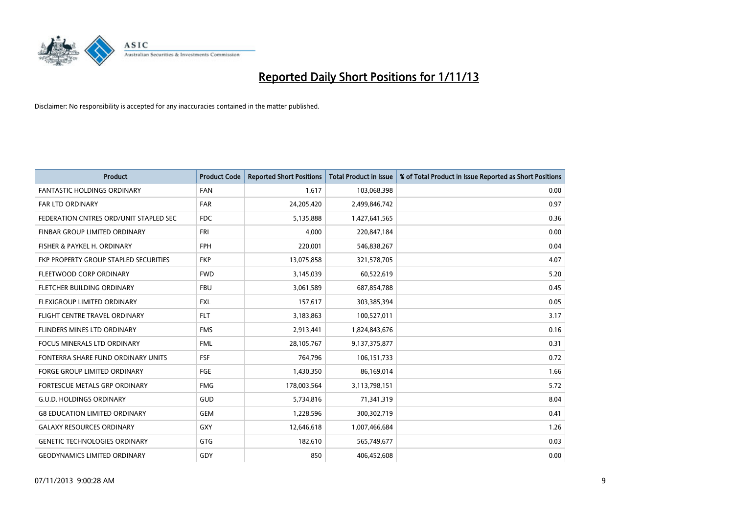# Reported Daily Short Positions for 1/11/13

Disclaimer: No responsibility is accepted for any inaccuracies contained in the matter published.

| Product | Product Code | Reported Short Positions | Total Product in Issue | % of Total Product in Issue Reported as Short Positions |
|---|---|---|---|---|
| FANTASTIC HOLDINGS ORDINARY | FAN | 1,617 | 103,068,398 | 0.00 |
| FAR LTD ORDINARY | FAR | 24,205,420 | 2,499,846,742 | 0.97 |
| FEDERATION CNTRES ORD/UNIT STAPLED SEC | FDC | 5,135,888 | 1,427,641,565 | 0.36 |
| FINBAR GROUP LIMITED ORDINARY | FRI | 4,000 | 220,847,184 | 0.00 |
| FISHER & PAYKEL H. ORDINARY | FPH | 220,001 | 546,838,267 | 0.04 |
| FKP PROPERTY GROUP STAPLED SECURITIES | FKP | 13,075,858 | 321,578,705 | 4.07 |
| FLEETWOOD CORP ORDINARY | FWD | 3,145,039 | 60,522,619 | 5.20 |
| FLETCHER BUILDING ORDINARY | FBU | 3,061,589 | 687,854,788 | 0.45 |
| FLEXIGROUP LIMITED ORDINARY | FXL | 157,617 | 303,385,394 | 0.05 |
| FLIGHT CENTRE TRAVEL ORDINARY | FLT | 3,183,863 | 100,527,011 | 3.17 |
| FLINDERS MINES LTD ORDINARY | FMS | 2,913,441 | 1,824,843,676 | 0.16 |
| FOCUS MINERALS LTD ORDINARY | FML | 28,105,767 | 9,137,375,877 | 0.31 |
| FONTERRA SHARE FUND ORDINARY UNITS | FSF | 764,796 | 106,151,733 | 0.72 |
| FORGE GROUP LIMITED ORDINARY | FGE | 1,430,350 | 86,169,014 | 1.66 |
| FORTESCUE METALS GRP ORDINARY | FMG | 178,003,564 | 3,113,798,151 | 5.72 |
| G.U.D. HOLDINGS ORDINARY | GUD | 5,734,816 | 71,341,319 | 8.04 |
| G8 EDUCATION LIMITED ORDINARY | GEM | 1,228,596 | 300,302,719 | 0.41 |
| GALAXY RESOURCES ORDINARY | GXY | 12,646,618 | 1,007,466,684 | 1.26 |
| GENETIC TECHNOLOGIES ORDINARY | GTG | 182,610 | 565,749,677 | 0.03 |
| GEODYNAMICS LIMITED ORDINARY | GDY | 850 | 406,452,608 | 0.00 |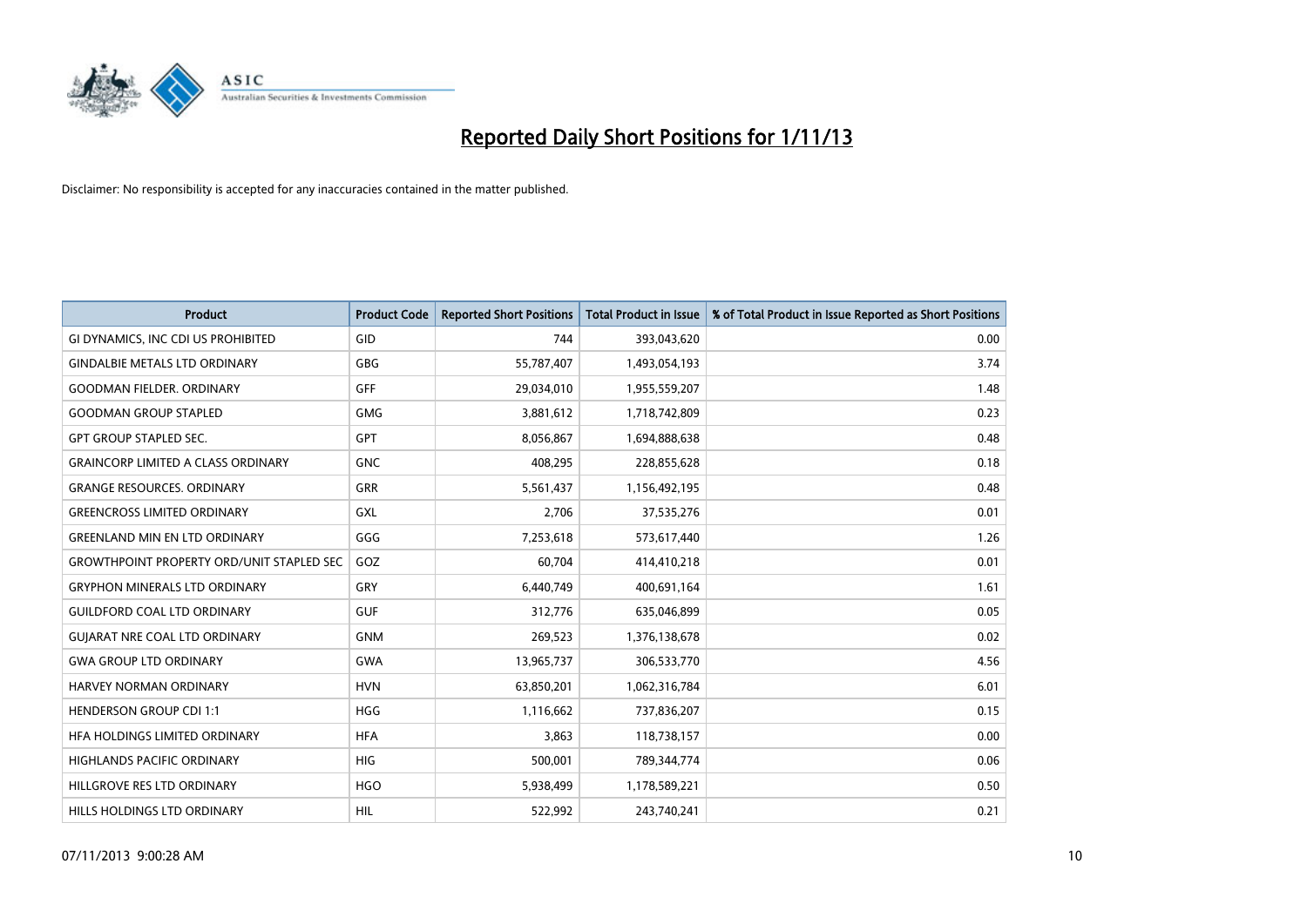# Reported Daily Short Positions for 1/11/13

Disclaimer: No responsibility is accepted for any inaccuracies contained in the matter published.

| Product | Product Code | Reported Short Positions | Total Product in Issue | % of Total Product in Issue Reported as Short Positions |
|---|---|---|---|---|
| GI DYNAMICS, INC CDI US PROHIBITED | GID | 744 | 393,043,620 | 0.00 |
| GINDALBIE METALS LTD ORDINARY | GBG | 55,787,407 | 1,493,054,193 | 3.74 |
| GOODMAN FIELDER. ORDINARY | GFF | 29,034,010 | 1,955,559,207 | 1.48 |
| GOODMAN GROUP STAPLED | GMG | 3,881,612 | 1,718,742,809 | 0.23 |
| GPT GROUP STAPLED SEC. | GPT | 8,056,867 | 1,694,888,638 | 0.48 |
| GRAINCORP LIMITED A CLASS ORDINARY | GNC | 408,295 | 228,855,628 | 0.18 |
| GRANGE RESOURCES. ORDINARY | GRR | 5,561,437 | 1,156,492,195 | 0.48 |
| GREENCROSS LIMITED ORDINARY | GXL | 2,706 | 37,535,276 | 0.01 |
| GREENLAND MIN EN LTD ORDINARY | GGG | 7,253,618 | 573,617,440 | 1.26 |
| GROWTHPOINT PROPERTY ORD/UNIT STAPLED SEC | GOZ | 60,704 | 414,410,218 | 0.01 |
| GRYPHON MINERALS LTD ORDINARY | GRY | 6,440,749 | 400,691,164 | 1.61 |
| GUILDFORD COAL LTD ORDINARY | GUF | 312,776 | 635,046,899 | 0.05 |
| GUJARAT NRE COAL LTD ORDINARY | GNM | 269,523 | 1,376,138,678 | 0.02 |
| GWA GROUP LTD ORDINARY | GWA | 13,965,737 | 306,533,770 | 4.56 |
| HARVEY NORMAN ORDINARY | HVN | 63,850,201 | 1,062,316,784 | 6.01 |
| HENDERSON GROUP CDI 1:1 | HGG | 1,116,662 | 737,836,207 | 0.15 |
| HFA HOLDINGS LIMITED ORDINARY | HFA | 3,863 | 118,738,157 | 0.00 |
| HIGHLANDS PACIFIC ORDINARY | HIG | 500,001 | 789,344,774 | 0.06 |
| HILLGROVE RES LTD ORDINARY | HGO | 5,938,499 | 1,178,589,221 | 0.50 |
| HILLS HOLDINGS LTD ORDINARY | HIL | 522,992 | 243,740,241 | 0.21 |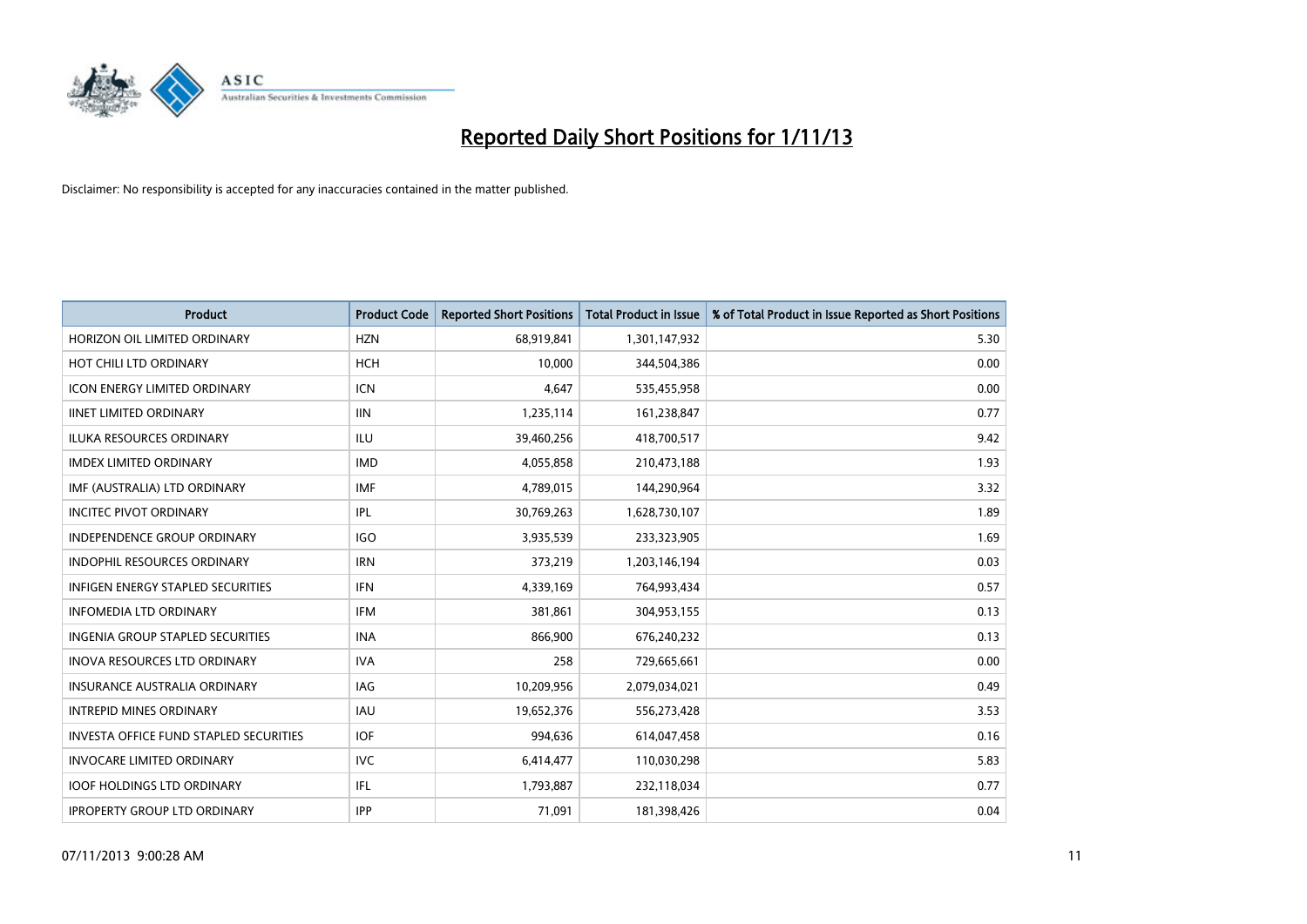# Reported Daily Short Positions for 1/11/13

Disclaimer: No responsibility is accepted for any inaccuracies contained in the matter published.

| Product | Product Code | Reported Short Positions | Total Product in Issue | % of Total Product in Issue Reported as Short Positions |
|---|---|---|---|---|
| HORIZON OIL LIMITED ORDINARY | HZN | 68,919,841 | 1,301,147,932 | 5.30 |
| HOT CHILI LTD ORDINARY | HCH | 10,000 | 344,504,386 | 0.00 |
| ICON ENERGY LIMITED ORDINARY | ICN | 4,647 | 535,455,958 | 0.00 |
| IINET LIMITED ORDINARY | IIN | 1,235,114 | 161,238,847 | 0.77 |
| ILUKA RESOURCES ORDINARY | ILU | 39,460,256 | 418,700,517 | 9.42 |
| IMDEX LIMITED ORDINARY | IMD | 4,055,858 | 210,473,188 | 1.93 |
| IMF (AUSTRALIA) LTD ORDINARY | IMF | 4,789,015 | 144,290,964 | 3.32 |
| INCITEC PIVOT ORDINARY | IPL | 30,769,263 | 1,628,730,107 | 1.89 |
| INDEPENDENCE GROUP ORDINARY | IGO | 3,935,539 | 233,323,905 | 1.69 |
| INDOPHIL RESOURCES ORDINARY | IRN | 373,219 | 1,203,146,194 | 0.03 |
| INFIGEN ENERGY STAPLED SECURITIES | IFN | 4,339,169 | 764,993,434 | 0.57 |
| INFOMEDIA LTD ORDINARY | IFM | 381,861 | 304,953,155 | 0.13 |
| INGENIA GROUP STAPLED SECURITIES | INA | 866,900 | 676,240,232 | 0.13 |
| INOVA RESOURCES LTD ORDINARY | IVA | 258 | 729,665,661 | 0.00 |
| INSURANCE AUSTRALIA ORDINARY | IAG | 10,209,956 | 2,079,034,021 | 0.49 |
| INTREPID MINES ORDINARY | IAU | 19,652,376 | 556,273,428 | 3.53 |
| INVESTA OFFICE FUND STAPLED SECURITIES | IOF | 994,636 | 614,047,458 | 0.16 |
| INVOCARE LIMITED ORDINARY | IVC | 6,414,477 | 110,030,298 | 5.83 |
| IOOF HOLDINGS LTD ORDINARY | IFL | 1,793,887 | 232,118,034 | 0.77 |
| IPROPERTY GROUP LTD ORDINARY | IPP | 71,091 | 181,398,426 | 0.04 |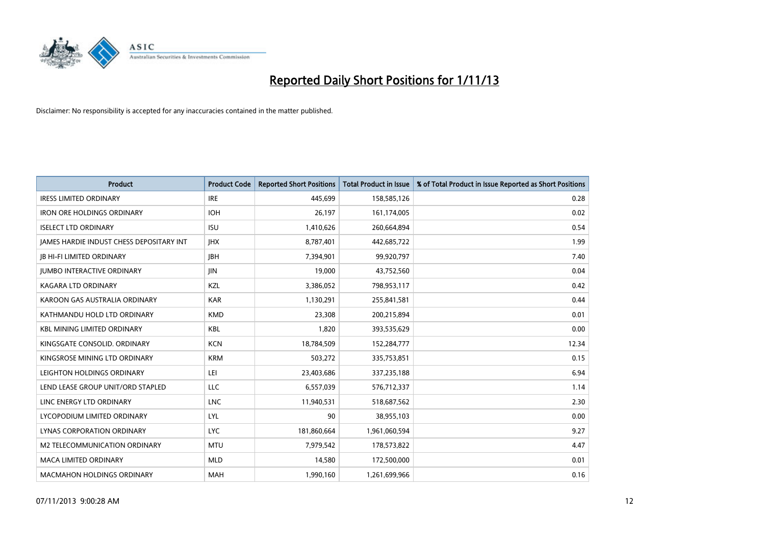# Reported Daily Short Positions for 1/11/13

Disclaimer: No responsibility is accepted for any inaccuracies contained in the matter published.

| Product | Product Code | Reported Short Positions | Total Product in Issue | % of Total Product in Issue Reported as Short Positions |
|---|---|---|---|---|
| IRESS LIMITED ORDINARY | IRE | 445,699 | 158,585,126 | 0.28 |
| IRON ORE HOLDINGS ORDINARY | IOH | 26,197 | 161,174,005 | 0.02 |
| ISELECT LTD ORDINARY | ISU | 1,410,626 | 260,664,894 | 0.54 |
| JAMES HARDIE INDUST CHESS DEPOSITARY INT | JHX | 8,787,401 | 442,685,722 | 1.99 |
| JB HI-FI LIMITED ORDINARY | JBH | 7,394,901 | 99,920,797 | 7.40 |
| JUMBO INTERACTIVE ORDINARY | JIN | 19,000 | 43,752,560 | 0.04 |
| KAGARA LTD ORDINARY | KZL | 3,386,052 | 798,953,117 | 0.42 |
| KAROON GAS AUSTRALIA ORDINARY | KAR | 1,130,291 | 255,841,581 | 0.44 |
| KATHMANDU HOLD LTD ORDINARY | KMD | 23,308 | 200,215,894 | 0.01 |
| KBL MINING LIMITED ORDINARY | KBL | 1,820 | 393,535,629 | 0.00 |
| KINGSGATE CONSOLID. ORDINARY | KCN | 18,784,509 | 152,284,777 | 12.34 |
| KINGSROSE MINING LTD ORDINARY | KRM | 503,272 | 335,753,851 | 0.15 |
| LEIGHTON HOLDINGS ORDINARY | LEI | 23,403,686 | 337,235,188 | 6.94 |
| LEND LEASE GROUP UNIT/ORD STAPLED | LLC | 6,557,039 | 576,712,337 | 1.14 |
| LINC ENERGY LTD ORDINARY | LNC | 11,940,531 | 518,687,562 | 2.30 |
| LYCOPODIUM LIMITED ORDINARY | LYL | 90 | 38,955,103 | 0.00 |
| LYNAS CORPORATION ORDINARY | LYC | 181,860,664 | 1,961,060,594 | 9.27 |
| M2 TELECOMMUNICATION ORDINARY | MTU | 7,979,542 | 178,573,822 | 4.47 |
| MACA LIMITED ORDINARY | MLD | 14,580 | 172,500,000 | 0.01 |
| MACMAHON HOLDINGS ORDINARY | MAH | 1,990,160 | 1,261,699,966 | 0.16 |

07/11/2013 9:00:28 AM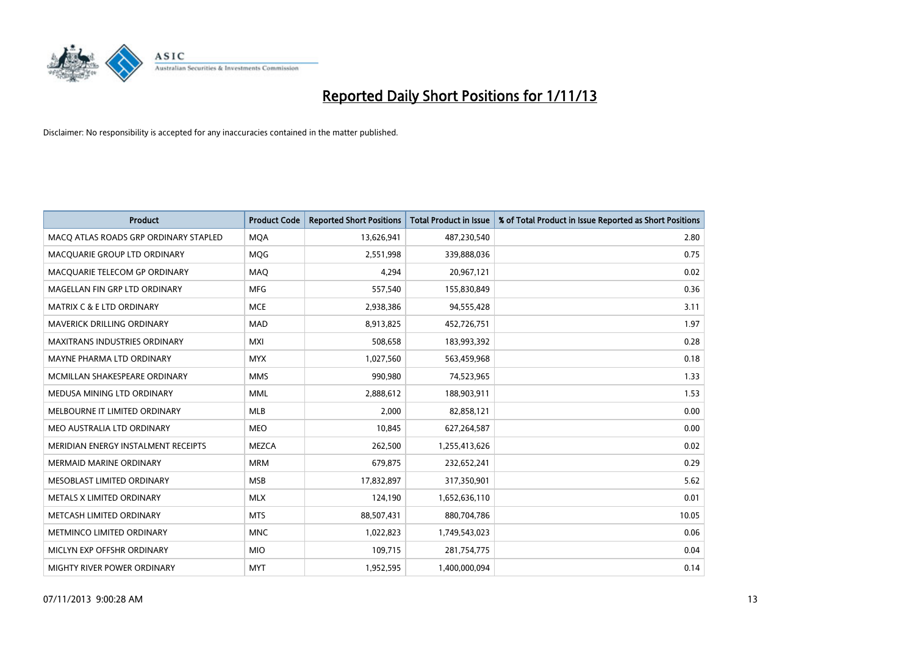# Reported Daily Short Positions for 1/11/13

Disclaimer: No responsibility is accepted for any inaccuracies contained in the matter published.

| Product | Product Code | Reported Short Positions | Total Product in Issue | % of Total Product in Issue Reported as Short Positions |
|---|---|---|---|---|
| MACQ ATLAS ROADS GRP ORDINARY STAPLED | MQA | 13,626,941 | 487,230,540 | 2.80 |
| MACQUARIE GROUP LTD ORDINARY | MQG | 2,551,998 | 339,888,036 | 0.75 |
| MACQUARIE TELECOM GP ORDINARY | MAQ | 4,294 | 20,967,121 | 0.02 |
| MAGELLAN FIN GRP LTD ORDINARY | MFG | 557,540 | 155,830,849 | 0.36 |
| MATRIX C & E LTD ORDINARY | MCE | 2,938,386 | 94,555,428 | 3.11 |
| MAVERICK DRILLING ORDINARY | MAD | 8,913,825 | 452,726,751 | 1.97 |
| MAXITRANS INDUSTRIES ORDINARY | MXI | 508,658 | 183,993,392 | 0.28 |
| MAYNE PHARMA LTD ORDINARY | MYX | 1,027,560 | 563,459,968 | 0.18 |
| MCMILLAN SHAKESPEARE ORDINARY | MMS | 990,980 | 74,523,965 | 1.33 |
| MEDUSA MINING LTD ORDINARY | MML | 2,888,612 | 188,903,911 | 1.53 |
| MELBOURNE IT LIMITED ORDINARY | MLB | 2,000 | 82,858,121 | 0.00 |
| MEO AUSTRALIA LTD ORDINARY | MEO | 10,845 | 627,264,587 | 0.00 |
| MERIDIAN ENERGY INSTALMENT RECEIPTS | MEZCA | 262,500 | 1,255,413,626 | 0.02 |
| MERMAID MARINE ORDINARY | MRM | 679,875 | 232,652,241 | 0.29 |
| MESOBLAST LIMITED ORDINARY | MSB | 17,832,897 | 317,350,901 | 5.62 |
| METALS X LIMITED ORDINARY | MLX | 124,190 | 1,652,636,110 | 0.01 |
| METCASH LIMITED ORDINARY | MTS | 88,507,431 | 880,704,786 | 10.05 |
| METMINCO LIMITED ORDINARY | MNC | 1,022,823 | 1,749,543,023 | 0.06 |
| MICLYN EXP OFFSHR ORDINARY | MIO | 109,715 | 281,754,775 | 0.04 |
| MIGHTY RIVER POWER ORDINARY | MYT | 1,952,595 | 1,400,000,094 | 0.14 |

07/11/2013 9:00:28 AM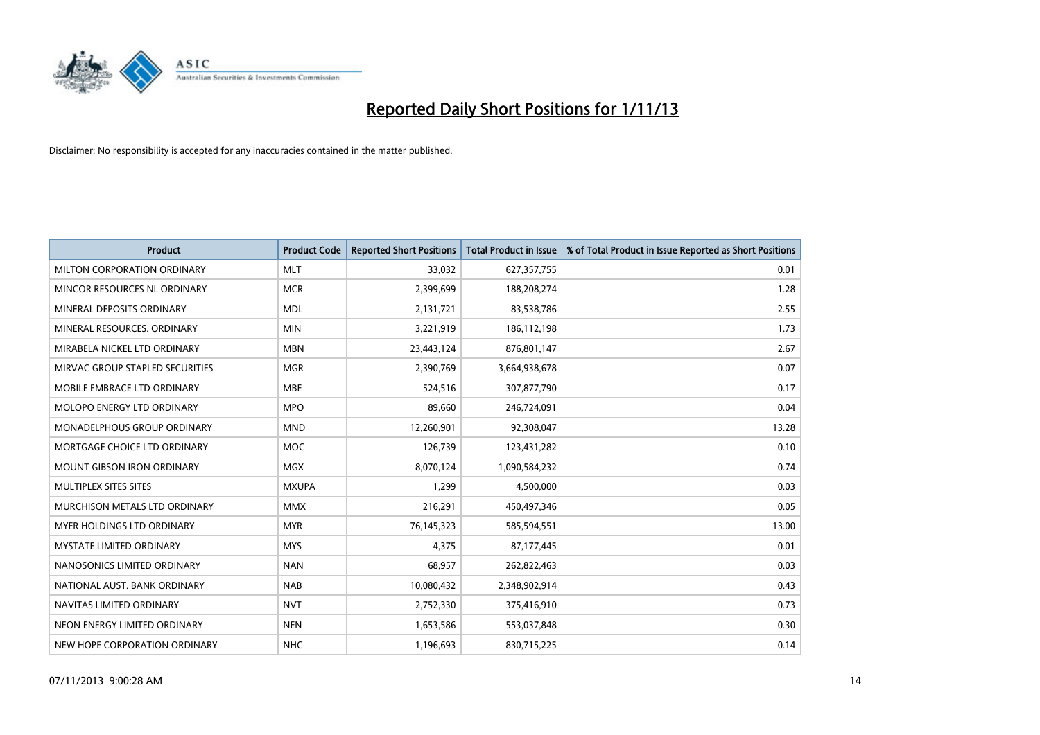# Reported Daily Short Positions for 1/11/13

Disclaimer: No responsibility is accepted for any inaccuracies contained in the matter published.

| Product | Product Code | Reported Short Positions | Total Product in Issue | % of Total Product in Issue Reported as Short Positions |
|---|---|---|---|---|
| MILTON CORPORATION ORDINARY | MLT | 33,032 | 627,357,755 | 0.01 |
| MINCOR RESOURCES NL ORDINARY | MCR | 2,399,699 | 188,208,274 | 1.28 |
| MINERAL DEPOSITS ORDINARY | MDL | 2,131,721 | 83,538,786 | 2.55 |
| MINERAL RESOURCES. ORDINARY | MIN | 3,221,919 | 186,112,198 | 1.73 |
| MIRABELA NICKEL LTD ORDINARY | MBN | 23,443,124 | 876,801,147 | 2.67 |
| MIRVAC GROUP STAPLED SECURITIES | MGR | 2,390,769 | 3,664,938,678 | 0.07 |
| MOBILE EMBRACE LTD ORDINARY | MBE | 524,516 | 307,877,790 | 0.17 |
| MOLOPO ENERGY LTD ORDINARY | MPO | 89,660 | 246,724,091 | 0.04 |
| MONADELPHOUS GROUP ORDINARY | MND | 12,260,901 | 92,308,047 | 13.28 |
| MORTGAGE CHOICE LTD ORDINARY | MOC | 126,739 | 123,431,282 | 0.10 |
| MOUNT GIBSON IRON ORDINARY | MGX | 8,070,124 | 1,090,584,232 | 0.74 |
| MULTIPLEX SITES SITES | MXUPA | 1,299 | 4,500,000 | 0.03 |
| MURCHISON METALS LTD ORDINARY | MMX | 216,291 | 450,497,346 | 0.05 |
| MYER HOLDINGS LTD ORDINARY | MYR | 76,145,323 | 585,594,551 | 13.00 |
| MYSTATE LIMITED ORDINARY | MYS | 4,375 | 87,177,445 | 0.01 |
| NANOSONICS LIMITED ORDINARY | NAN | 68,957 | 262,822,463 | 0.03 |
| NATIONAL AUST. BANK ORDINARY | NAB | 10,080,432 | 2,348,902,914 | 0.43 |
| NAVITAS LIMITED ORDINARY | NVT | 2,752,330 | 375,416,910 | 0.73 |
| NEON ENERGY LIMITED ORDINARY | NEN | 1,653,586 | 553,037,848 | 0.30 |
| NEW HOPE CORPORATION ORDINARY | NHC | 1,196,693 | 830,715,225 | 0.14 |

07/11/2013 9:00:28 AM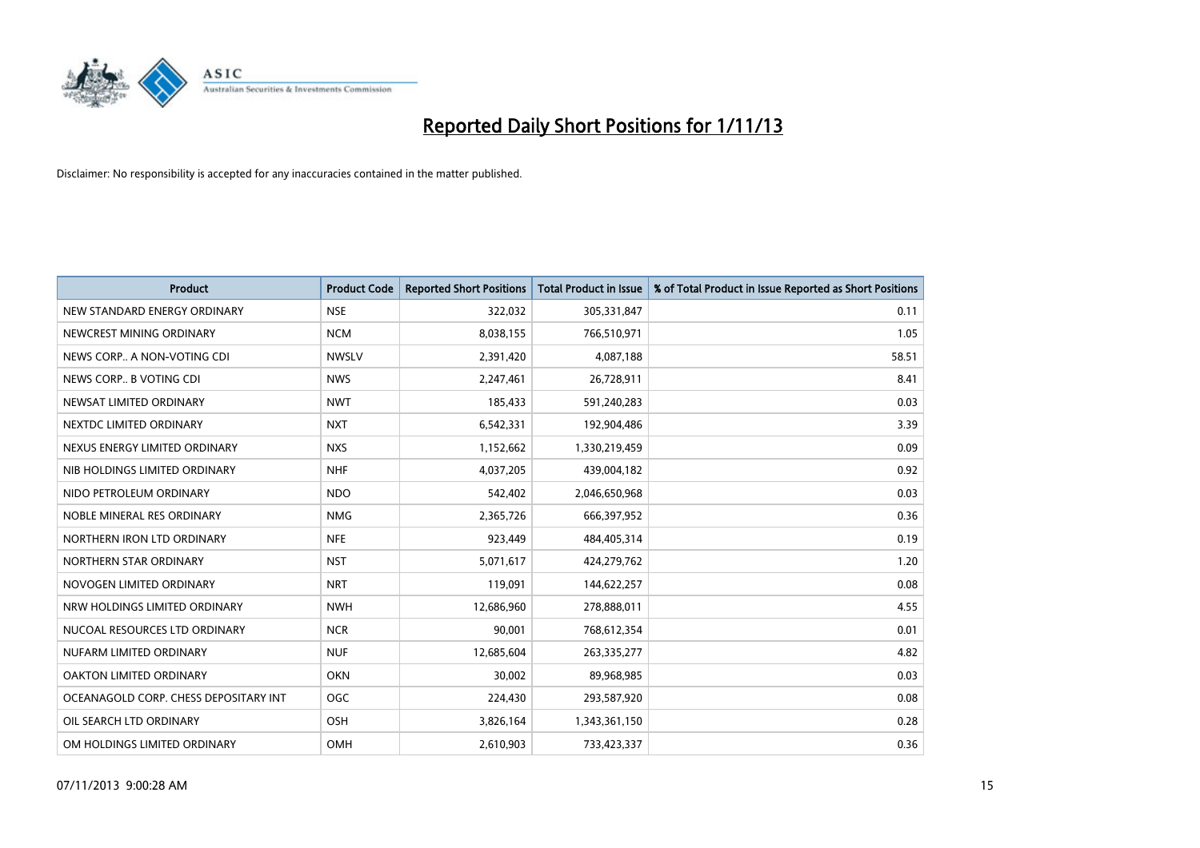# Reported Daily Short Positions for 1/11/13

Disclaimer: No responsibility is accepted for any inaccuracies contained in the matter published.

| Product | Product Code | Reported Short Positions | Total Product in Issue | % of Total Product in Issue Reported as Short Positions |
|---|---|---|---|---|
| NEW STANDARD ENERGY ORDINARY | NSE | 322,032 | 305,331,847 | 0.11 |
| NEWCREST MINING ORDINARY | NCM | 8,038,155 | 766,510,971 | 1.05 |
| NEWS CORP.. A NON-VOTING CDI | NWSLV | 2,391,420 | 4,087,188 | 58.51 |
| NEWS CORP.. B VOTING CDI | NWS | 2,247,461 | 26,728,911 | 8.41 |
| NEWSAT LIMITED ORDINARY | NWT | 185,433 | 591,240,283 | 0.03 |
| NEXTDC LIMITED ORDINARY | NXT | 6,542,331 | 192,904,486 | 3.39 |
| NEXUS ENERGY LIMITED ORDINARY | NXS | 1,152,662 | 1,330,219,459 | 0.09 |
| NIB HOLDINGS LIMITED ORDINARY | NHF | 4,037,205 | 439,004,182 | 0.92 |
| NIDO PETROLEUM ORDINARY | NDO | 542,402 | 2,046,650,968 | 0.03 |
| NOBLE MINERAL RES ORDINARY | NMG | 2,365,726 | 666,397,952 | 0.36 |
| NORTHERN IRON LTD ORDINARY | NFE | 923,449 | 484,405,314 | 0.19 |
| NORTHERN STAR ORDINARY | NST | 5,071,617 | 424,279,762 | 1.20 |
| NOVOGEN LIMITED ORDINARY | NRT | 119,091 | 144,622,257 | 0.08 |
| NRW HOLDINGS LIMITED ORDINARY | NWH | 12,686,960 | 278,888,011 | 4.55 |
| NUCOAL RESOURCES LTD ORDINARY | NCR | 90,001 | 768,612,354 | 0.01 |
| NUFARM LIMITED ORDINARY | NUF | 12,685,604 | 263,335,277 | 4.82 |
| OAKTON LIMITED ORDINARY | OKN | 30,002 | 89,968,985 | 0.03 |
| OCEANAGOLD CORP. CHESS DEPOSITARY INT | OGC | 224,430 | 293,587,920 | 0.08 |
| OIL SEARCH LTD ORDINARY | OSH | 3,826,164 | 1,343,361,150 | 0.28 |
| OM HOLDINGS LIMITED ORDINARY | OMH | 2,610,903 | 733,423,337 | 0.36 |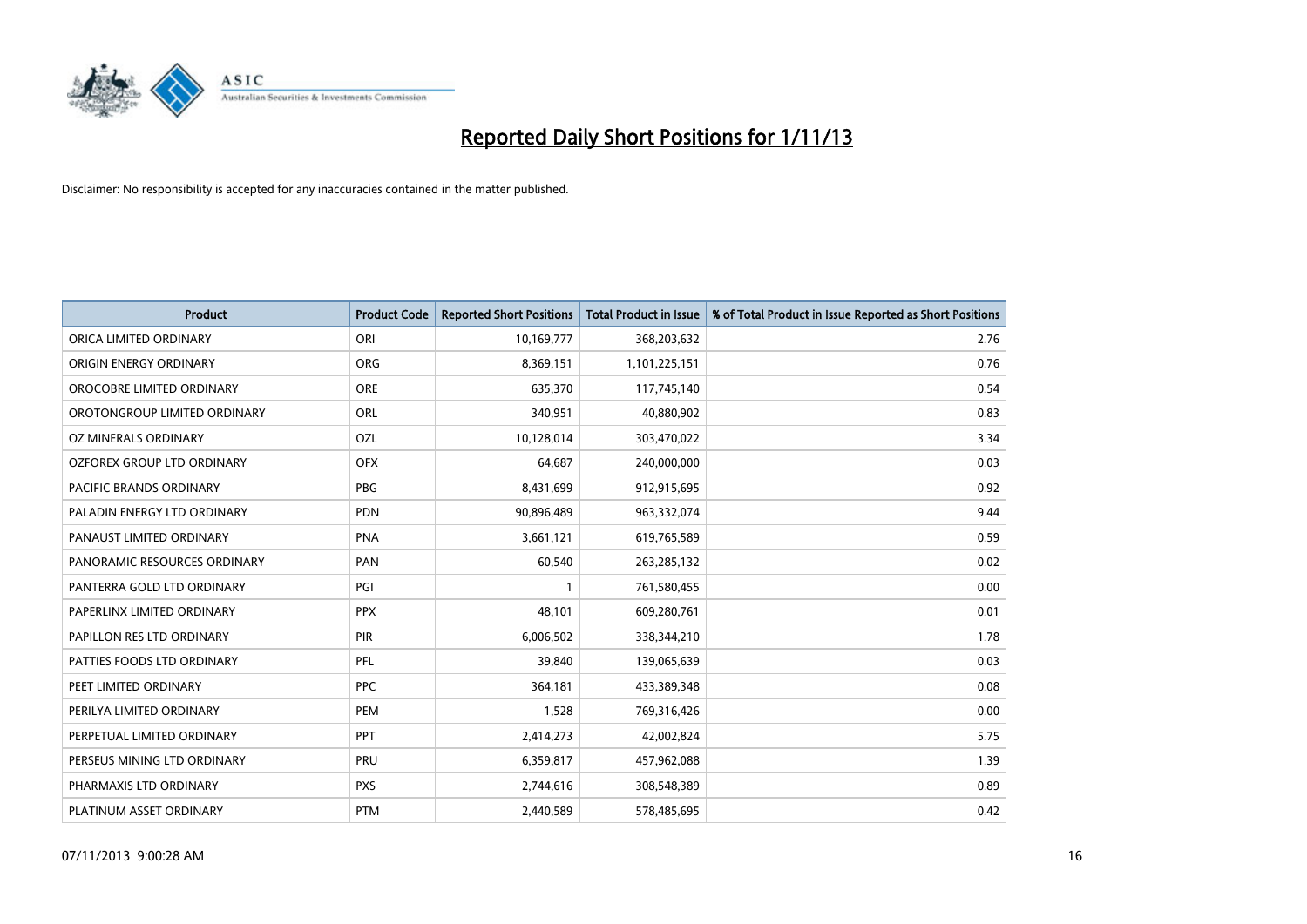# Reported Daily Short Positions for 1/11/13

Disclaimer: No responsibility is accepted for any inaccuracies contained in the matter published.

| Product | Product Code | Reported Short Positions | Total Product in Issue | % of Total Product in Issue Reported as Short Positions |
|---|---|---|---|---|
| ORICA LIMITED ORDINARY | ORI | 10,169,777 | 368,203,632 | 2.76 |
| ORIGIN ENERGY ORDINARY | ORG | 8,369,151 | 1,101,225,151 | 0.76 |
| OROCOBRE LIMITED ORDINARY | ORE | 635,370 | 117,745,140 | 0.54 |
| OROTONGROUP LIMITED ORDINARY | ORL | 340,951 | 40,880,902 | 0.83 |
| OZ MINERALS ORDINARY | OZL | 10,128,014 | 303,470,022 | 3.34 |
| OZFOREX GROUP LTD ORDINARY | OFX | 64,687 | 240,000,000 | 0.03 |
| PACIFIC BRANDS ORDINARY | PBG | 8,431,699 | 912,915,695 | 0.92 |
| PALADIN ENERGY LTD ORDINARY | PDN | 90,896,489 | 963,332,074 | 9.44 |
| PANAUST LIMITED ORDINARY | PNA | 3,661,121 | 619,765,589 | 0.59 |
| PANORAMIC RESOURCES ORDINARY | PAN | 60,540 | 263,285,132 | 0.02 |
| PANTERRA GOLD LTD ORDINARY | PGI | 1 | 761,580,455 | 0.00 |
| PAPERLINX LIMITED ORDINARY | PPX | 48,101 | 609,280,761 | 0.01 |
| PAPILLON RES LTD ORDINARY | PIR | 6,006,502 | 338,344,210 | 1.78 |
| PATTIES FOODS LTD ORDINARY | PFL | 39,840 | 139,065,639 | 0.03 |
| PEET LIMITED ORDINARY | PPC | 364,181 | 433,389,348 | 0.08 |
| PERILYA LIMITED ORDINARY | PEM | 1,528 | 769,316,426 | 0.00 |
| PERPETUAL LIMITED ORDINARY | PPT | 2,414,273 | 42,002,824 | 5.75 |
| PERSEUS MINING LTD ORDINARY | PRU | 6,359,817 | 457,962,088 | 1.39 |
| PHARMAXIS LTD ORDINARY | PXS | 2,744,616 | 308,548,389 | 0.89 |
| PLATINUM ASSET ORDINARY | PTM | 2,440,589 | 578,485,695 | 0.42 |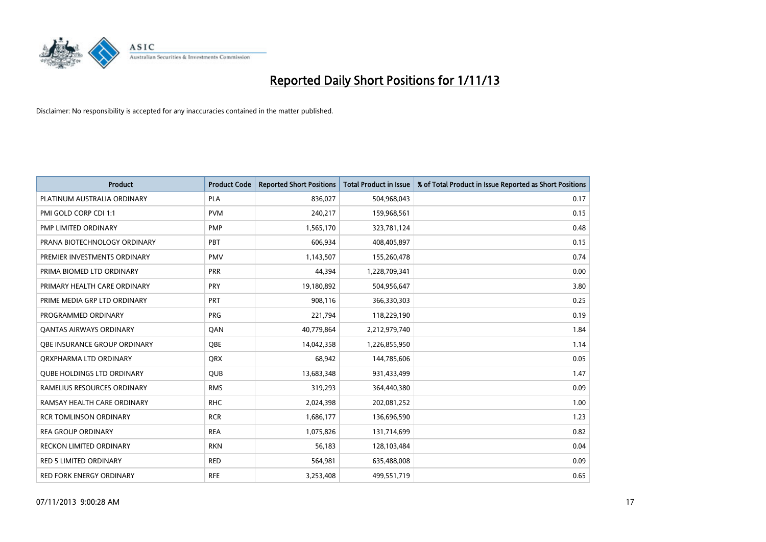# Reported Daily Short Positions for 1/11/13

Disclaimer: No responsibility is accepted for any inaccuracies contained in the matter published.

| Product | Product Code | Reported Short Positions | Total Product in Issue | % of Total Product in Issue Reported as Short Positions |
|---|---|---|---|---|
| PLATINUM AUSTRALIA ORDINARY | PLA | 836,027 | 504,968,043 | 0.17 |
| PMI GOLD CORP CDI 1:1 | PVM | 240,217 | 159,968,561 | 0.15 |
| PMP LIMITED ORDINARY | PMP | 1,565,170 | 323,781,124 | 0.48 |
| PRANA BIOTECHNOLOGY ORDINARY | PBT | 606,934 | 408,405,897 | 0.15 |
| PREMIER INVESTMENTS ORDINARY | PMV | 1,143,507 | 155,260,478 | 0.74 |
| PRIMA BIOMED LTD ORDINARY | PRR | 44,394 | 1,228,709,341 | 0.00 |
| PRIMARY HEALTH CARE ORDINARY | PRY | 19,180,892 | 504,956,647 | 3.80 |
| PRIME MEDIA GRP LTD ORDINARY | PRT | 908,116 | 366,330,303 | 0.25 |
| PROGRAMMED ORDINARY | PRG | 221,794 | 118,229,190 | 0.19 |
| QANTAS AIRWAYS ORDINARY | QAN | 40,779,864 | 2,212,979,740 | 1.84 |
| QBE INSURANCE GROUP ORDINARY | QBE | 14,042,358 | 1,226,855,950 | 1.14 |
| QRXPHARMA LTD ORDINARY | QRX | 68,942 | 144,785,606 | 0.05 |
| QUBE HOLDINGS LTD ORDINARY | QUB | 13,683,348 | 931,433,499 | 1.47 |
| RAMELIUS RESOURCES ORDINARY | RMS | 319,293 | 364,440,380 | 0.09 |
| RAMSAY HEALTH CARE ORDINARY | RHC | 2,024,398 | 202,081,252 | 1.00 |
| RCR TOMLINSON ORDINARY | RCR | 1,686,177 | 136,696,590 | 1.23 |
| REA GROUP ORDINARY | REA | 1,075,826 | 131,714,699 | 0.82 |
| RECKON LIMITED ORDINARY | RKN | 56,183 | 128,103,484 | 0.04 |
| RED 5 LIMITED ORDINARY | RED | 564,981 | 635,488,008 | 0.09 |
| RED FORK ENERGY ORDINARY | RFE | 3,253,408 | 499,551,719 | 0.65 |

07/11/2013 9:00:28 AM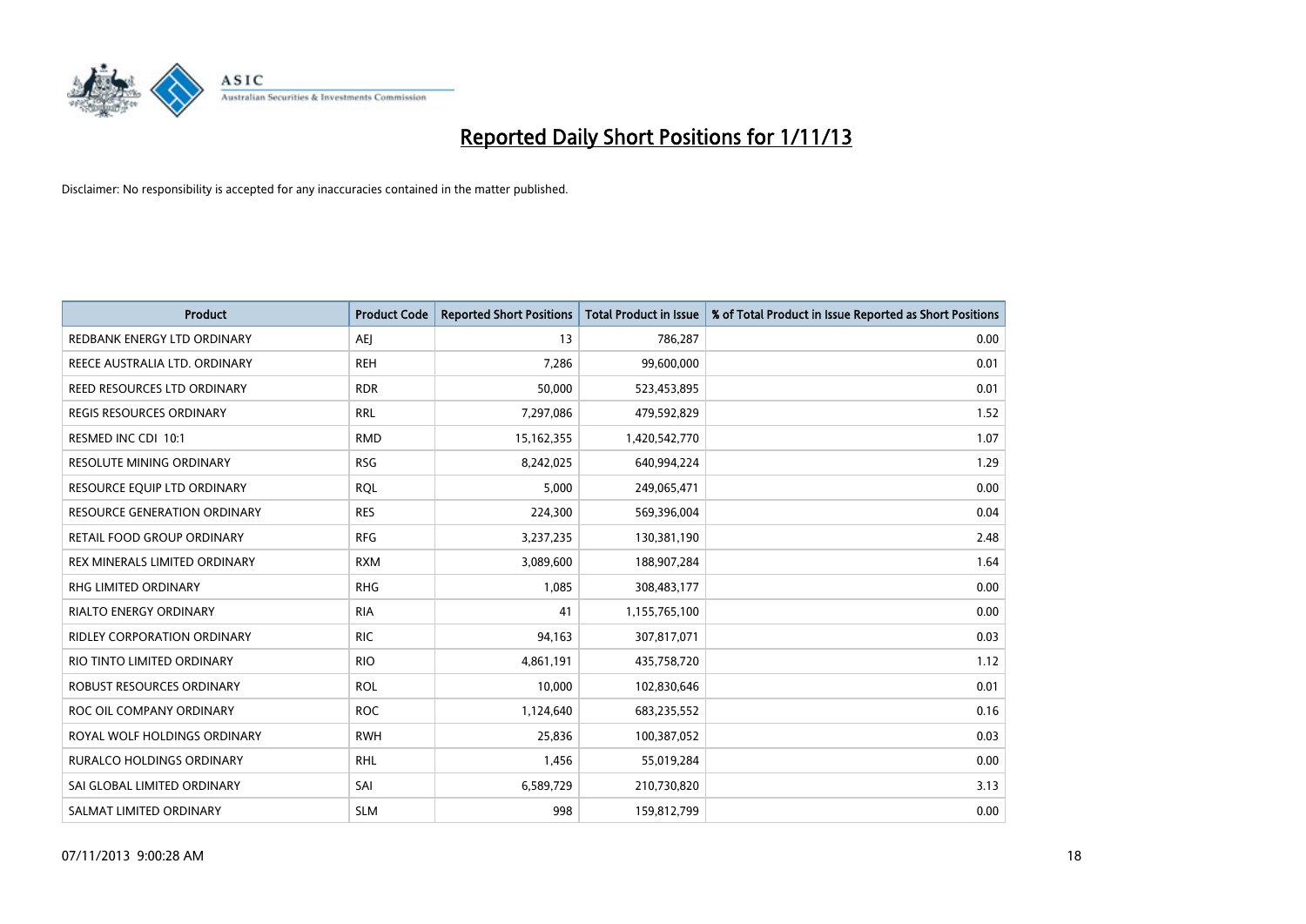# Reported Daily Short Positions for 1/11/13

Disclaimer: No responsibility is accepted for any inaccuracies contained in the matter published.

| Product | Product Code | Reported Short Positions | Total Product in Issue | % of Total Product in Issue Reported as Short Positions |
|---|---|---|---|---|
| REDBANK ENERGY LTD ORDINARY | AEJ | 13 | 786,287 | 0.00 |
| REECE AUSTRALIA LTD. ORDINARY | REH | 7,286 | 99,600,000 | 0.01 |
| REED RESOURCES LTD ORDINARY | RDR | 50,000 | 523,453,895 | 0.01 |
| REGIS RESOURCES ORDINARY | RRL | 7,297,086 | 479,592,829 | 1.52 |
| RESMED INC CDI 10:1 | RMD | 15,162,355 | 1,420,542,770 | 1.07 |
| RESOLUTE MINING ORDINARY | RSG | 8,242,025 | 640,994,224 | 1.29 |
| RESOURCE EQUIP LTD ORDINARY | RQL | 5,000 | 249,065,471 | 0.00 |
| RESOURCE GENERATION ORDINARY | RES | 224,300 | 569,396,004 | 0.04 |
| RETAIL FOOD GROUP ORDINARY | RFG | 3,237,235 | 130,381,190 | 2.48 |
| REX MINERALS LIMITED ORDINARY | RXM | 3,089,600 | 188,907,284 | 1.64 |
| RHG LIMITED ORDINARY | RHG | 1,085 | 308,483,177 | 0.00 |
| RIALTO ENERGY ORDINARY | RIA | 41 | 1,155,765,100 | 0.00 |
| RIDLEY CORPORATION ORDINARY | RIC | 94,163 | 307,817,071 | 0.03 |
| RIO TINTO LIMITED ORDINARY | RIO | 4,861,191 | 435,758,720 | 1.12 |
| ROBUST RESOURCES ORDINARY | ROL | 10,000 | 102,830,646 | 0.01 |
| ROC OIL COMPANY ORDINARY | ROC | 1,124,640 | 683,235,552 | 0.16 |
| ROYAL WOLF HOLDINGS ORDINARY | RWH | 25,836 | 100,387,052 | 0.03 |
| RURALCO HOLDINGS ORDINARY | RHL | 1,456 | 55,019,284 | 0.00 |
| SAI GLOBAL LIMITED ORDINARY | SAI | 6,589,729 | 210,730,820 | 3.13 |
| SALMAT LIMITED ORDINARY | SLM | 998 | 159,812,799 | 0.00 |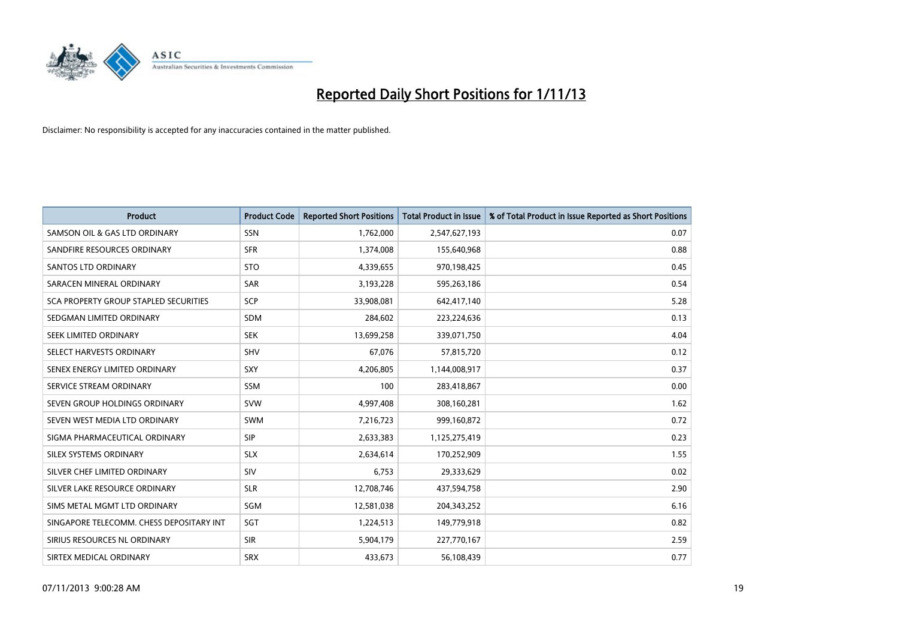# Reported Daily Short Positions for 1/11/13

Disclaimer: No responsibility is accepted for any inaccuracies contained in the matter published.

| Product | Product Code | Reported Short Positions | Total Product in Issue | % of Total Product in Issue Reported as Short Positions |
|---|---|---|---|---|
| SAMSON OIL & GAS LTD ORDINARY | SSN | 1,762,000 | 2,547,627,193 | 0.07 |
| SANDFIRE RESOURCES ORDINARY | SFR | 1,374,008 | 155,640,968 | 0.88 |
| SANTOS LTD ORDINARY | STO | 4,339,655 | 970,198,425 | 0.45 |
| SARACEN MINERAL ORDINARY | SAR | 3,193,228 | 595,263,186 | 0.54 |
| SCA PROPERTY GROUP STAPLED SECURITIES | SCP | 33,908,081 | 642,417,140 | 5.28 |
| SEDGMAN LIMITED ORDINARY | SDM | 284,602 | 223,224,636 | 0.13 |
| SEEK LIMITED ORDINARY | SEK | 13,699,258 | 339,071,750 | 4.04 |
| SELECT HARVESTS ORDINARY | SHV | 67,076 | 57,815,720 | 0.12 |
| SENEX ENERGY LIMITED ORDINARY | SXY | 4,206,805 | 1,144,008,917 | 0.37 |
| SERVICE STREAM ORDINARY | SSM | 100 | 283,418,867 | 0.00 |
| SEVEN GROUP HOLDINGS ORDINARY | SVW | 4,997,408 | 308,160,281 | 1.62 |
| SEVEN WEST MEDIA LTD ORDINARY | SWM | 7,216,723 | 999,160,872 | 0.72 |
| SIGMA PHARMACEUTICAL ORDINARY | SIP | 2,633,383 | 1,125,275,419 | 0.23 |
| SILEX SYSTEMS ORDINARY | SLX | 2,634,614 | 170,252,909 | 1.55 |
| SILVER CHEF LIMITED ORDINARY | SIV | 6,753 | 29,333,629 | 0.02 |
| SILVER LAKE RESOURCE ORDINARY | SLR | 12,708,746 | 437,594,758 | 2.90 |
| SIMS METAL MGMT LTD ORDINARY | SGM | 12,581,038 | 204,343,252 | 6.16 |
| SINGAPORE TELECOMM. CHESS DEPOSITARY INT | SGT | 1,224,513 | 149,779,918 | 0.82 |
| SIRIUS RESOURCES NL ORDINARY | SIR | 5,904,179 | 227,770,167 | 2.59 |
| SIRTEX MEDICAL ORDINARY | SRX | 433,673 | 56,108,439 | 0.77 |

07/11/2013 9:00:28 AM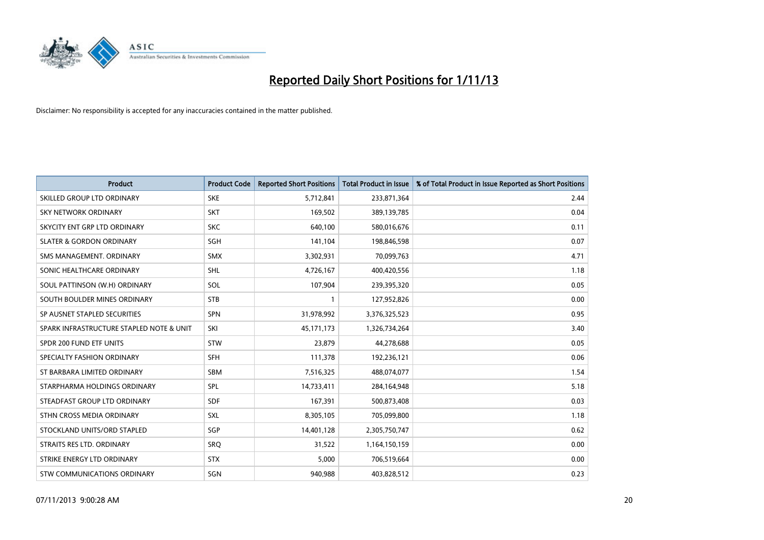# Reported Daily Short Positions for 1/11/13

Disclaimer: No responsibility is accepted for any inaccuracies contained in the matter published.

| Product | Product Code | Reported Short Positions | Total Product in Issue | % of Total Product in Issue Reported as Short Positions |
|---|---|---|---|---|
| SKILLED GROUP LTD ORDINARY | SKE | 5,712,841 | 233,871,364 | 2.44 |
| SKY NETWORK ORDINARY | SKT | 169,502 | 389,139,785 | 0.04 |
| SKYCITY ENT GRP LTD ORDINARY | SKC | 640,100 | 580,016,676 | 0.11 |
| SLATER & GORDON ORDINARY | SGH | 141,104 | 198,846,598 | 0.07 |
| SMS MANAGEMENT. ORDINARY | SMX | 3,302,931 | 70,099,763 | 4.71 |
| SONIC HEALTHCARE ORDINARY | SHL | 4,726,167 | 400,420,556 | 1.18 |
| SOUL PATTINSON (W.H) ORDINARY | SOL | 107,904 | 239,395,320 | 0.05 |
| SOUTH BOULDER MINES ORDINARY | STB | 1 | 127,952,826 | 0.00 |
| SP AUSNET STAPLED SECURITIES | SPN | 31,978,992 | 3,376,325,523 | 0.95 |
| SPARK INFRASTRUCTURE STAPLED NOTE & UNIT | SKI | 45,171,173 | 1,326,734,264 | 3.40 |
| SPDR 200 FUND ETF UNITS | STW | 23,879 | 44,278,688 | 0.05 |
| SPECIALTY FASHION ORDINARY | SFH | 111,378 | 192,236,121 | 0.06 |
| ST BARBARA LIMITED ORDINARY | SBM | 7,516,325 | 488,074,077 | 1.54 |
| STARPHARMA HOLDINGS ORDINARY | SPL | 14,733,411 | 284,164,948 | 5.18 |
| STEADFAST GROUP LTD ORDINARY | SDF | 167,391 | 500,873,408 | 0.03 |
| STHN CROSS MEDIA ORDINARY | SXL | 8,305,105 | 705,099,800 | 1.18 |
| STOCKLAND UNITS/ORD STAPLED | SGP | 14,401,128 | 2,305,750,747 | 0.62 |
| STRAITS RES LTD. ORDINARY | SRQ | 31,522 | 1,164,150,159 | 0.00 |
| STRIKE ENERGY LTD ORDINARY | STX | 5,000 | 706,519,664 | 0.00 |
| STW COMMUNICATIONS ORDINARY | SGN | 940,988 | 403,828,512 | 0.23 |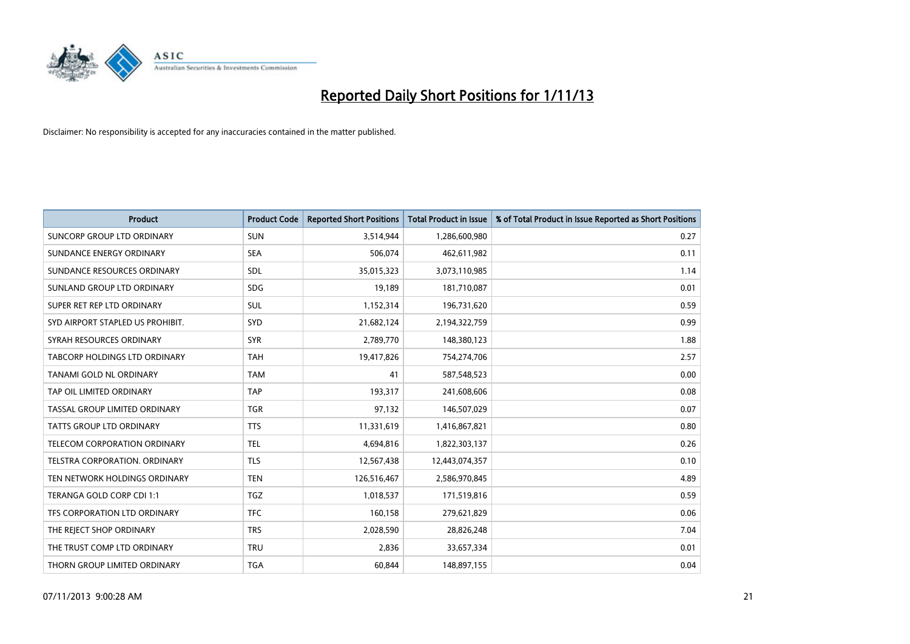# Reported Daily Short Positions for 1/11/13

Disclaimer: No responsibility is accepted for any inaccuracies contained in the matter published.

| Product | Product Code | Reported Short Positions | Total Product in Issue | % of Total Product in Issue Reported as Short Positions |
|---|---|---|---|---|
| SUNCORP GROUP LTD ORDINARY | SUN | 3,514,944 | 1,286,600,980 | 0.27 |
| SUNDANCE ENERGY ORDINARY | SEA | 506,074 | 462,611,982 | 0.11 |
| SUNDANCE RESOURCES ORDINARY | SDL | 35,015,323 | 3,073,110,985 | 1.14 |
| SUNLAND GROUP LTD ORDINARY | SDG | 19,189 | 181,710,087 | 0.01 |
| SUPER RET REP LTD ORDINARY | SUL | 1,152,314 | 196,731,620 | 0.59 |
| SYD AIRPORT STAPLED US PROHIBIT. | SYD | 21,682,124 | 2,194,322,759 | 0.99 |
| SYRAH RESOURCES ORDINARY | SYR | 2,789,770 | 148,380,123 | 1.88 |
| TABCORP HOLDINGS LTD ORDINARY | TAH | 19,417,826 | 754,274,706 | 2.57 |
| TANAMI GOLD NL ORDINARY | TAM | 41 | 587,548,523 | 0.00 |
| TAP OIL LIMITED ORDINARY | TAP | 193,317 | 241,608,606 | 0.08 |
| TASSAL GROUP LIMITED ORDINARY | TGR | 97,132 | 146,507,029 | 0.07 |
| TATTS GROUP LTD ORDINARY | TTS | 11,331,619 | 1,416,867,821 | 0.80 |
| TELECOM CORPORATION ORDINARY | TEL | 4,694,816 | 1,822,303,137 | 0.26 |
| TELSTRA CORPORATION. ORDINARY | TLS | 12,567,438 | 12,443,074,357 | 0.10 |
| TEN NETWORK HOLDINGS ORDINARY | TEN | 126,516,467 | 2,586,970,845 | 4.89 |
| TERANGA GOLD CORP CDI 1:1 | TGZ | 1,018,537 | 171,519,816 | 0.59 |
| TFS CORPORATION LTD ORDINARY | TFC | 160,158 | 279,621,829 | 0.06 |
| THE REJECT SHOP ORDINARY | TRS | 2,028,590 | 28,826,248 | 7.04 |
| THE TRUST COMP LTD ORDINARY | TRU | 2,836 | 33,657,334 | 0.01 |
| THORN GROUP LIMITED ORDINARY | TGA | 60,844 | 148,897,155 | 0.04 |

07/11/2013 9:00:28 AM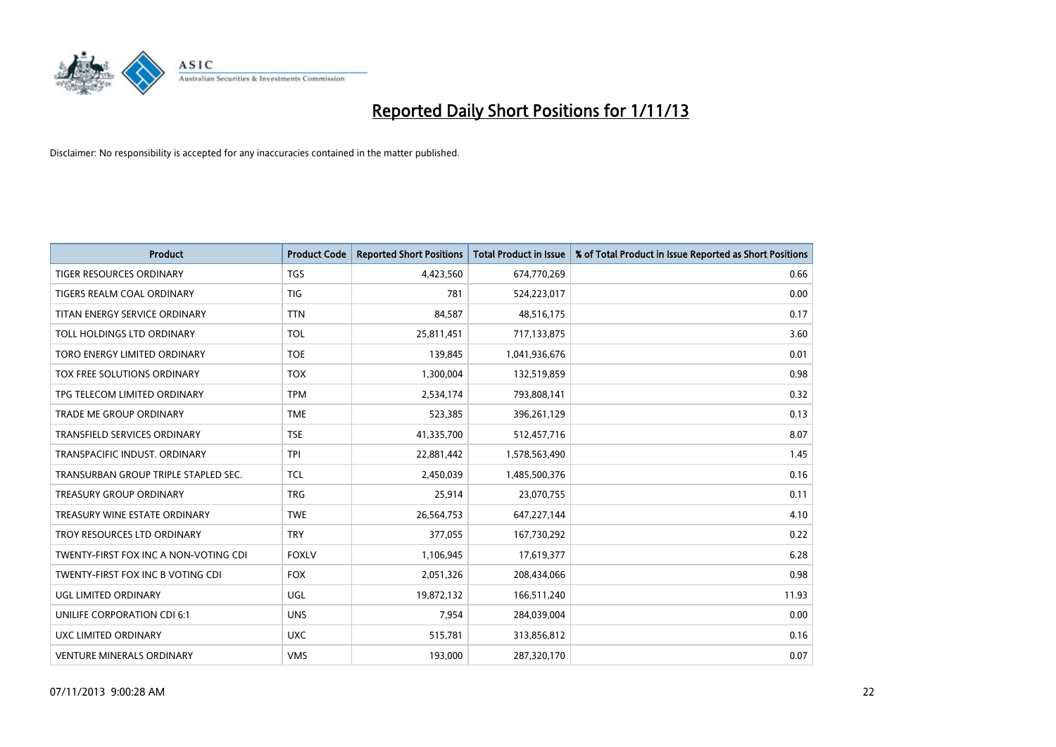# Reported Daily Short Positions for 1/11/13

Disclaimer: No responsibility is accepted for any inaccuracies contained in the matter published.

| Product | Product Code | Reported Short Positions | Total Product in Issue | % of Total Product in Issue Reported as Short Positions |
|---|---|---|---|---|
| TIGER RESOURCES ORDINARY | TGS | 4,423,560 | 674,770,269 | 0.66 |
| TIGERS REALM COAL ORDINARY | TIG | 781 | 524,223,017 | 0.00 |
| TITAN ENERGY SERVICE ORDINARY | TTN | 84,587 | 48,516,175 | 0.17 |
| TOLL HOLDINGS LTD ORDINARY | TOL | 25,811,451 | 717,133,875 | 3.60 |
| TORO ENERGY LIMITED ORDINARY | TOE | 139,845 | 1,041,936,676 | 0.01 |
| TOX FREE SOLUTIONS ORDINARY | TOX | 1,300,004 | 132,519,859 | 0.98 |
| TPG TELECOM LIMITED ORDINARY | TPM | 2,534,174 | 793,808,141 | 0.32 |
| TRADE ME GROUP ORDINARY | TME | 523,385 | 396,261,129 | 0.13 |
| TRANSFIELD SERVICES ORDINARY | TSE | 41,335,700 | 512,457,716 | 8.07 |
| TRANSPACIFIC INDUST. ORDINARY | TPI | 22,881,442 | 1,578,563,490 | 1.45 |
| TRANSURBAN GROUP TRIPLE STAPLED SEC. | TCL | 2,450,039 | 1,485,500,376 | 0.16 |
| TREASURY GROUP ORDINARY | TRG | 25,914 | 23,070,755 | 0.11 |
| TREASURY WINE ESTATE ORDINARY | TWE | 26,564,753 | 647,227,144 | 4.10 |
| TROY RESOURCES LTD ORDINARY | TRY | 377,055 | 167,730,292 | 0.22 |
| TWENTY-FIRST FOX INC A NON-VOTING CDI | FOXLV | 1,106,945 | 17,619,377 | 6.28 |
| TWENTY-FIRST FOX INC B VOTING CDI | FOX | 2,051,326 | 208,434,066 | 0.98 |
| UGL LIMITED ORDINARY | UGL | 19,872,132 | 166,511,240 | 11.93 |
| UNILIFE CORPORATION CDI 6:1 | UNS | 7,954 | 284,039,004 | 0.00 |
| UXC LIMITED ORDINARY | UXC | 515,781 | 313,856,812 | 0.16 |
| VENTURE MINERALS ORDINARY | VMS | 193,000 | 287,320,170 | 0.07 |

07/11/2013 9:00:28 AM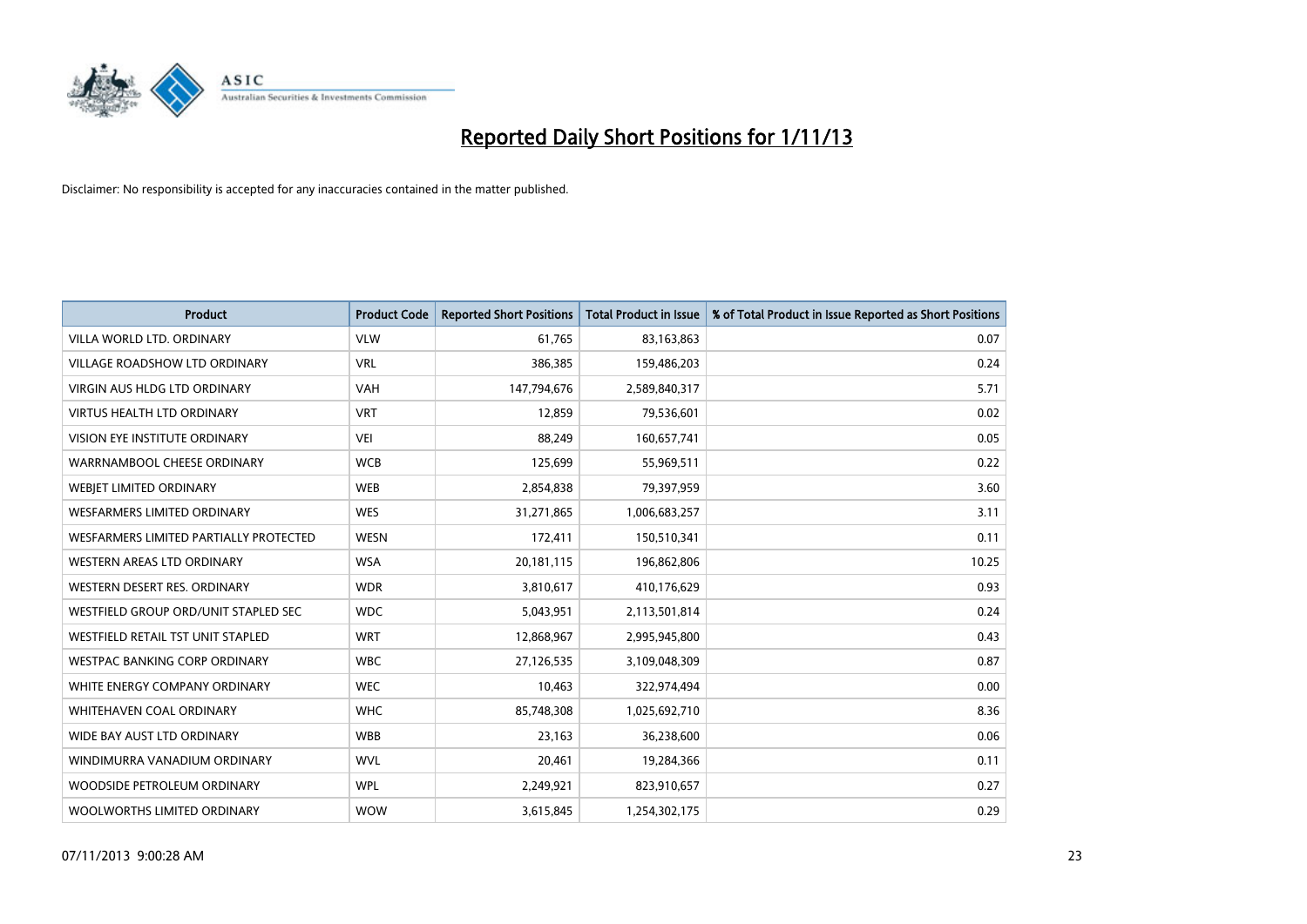# Reported Daily Short Positions for 1/11/13

Disclaimer: No responsibility is accepted for any inaccuracies contained in the matter published.

| Product | Product Code | Reported Short Positions | Total Product in Issue | % of Total Product in Issue Reported as Short Positions |
|---|---|---|---|---|
| VILLA WORLD LTD. ORDINARY | VLW | 61,765 | 83,163,863 | 0.07 |
| VILLAGE ROADSHOW LTD ORDINARY | VRL | 386,385 | 159,486,203 | 0.24 |
| VIRGIN AUS HLDG LTD ORDINARY | VAH | 147,794,676 | 2,589,840,317 | 5.71 |
| VIRTUS HEALTH LTD ORDINARY | VRT | 12,859 | 79,536,601 | 0.02 |
| VISION EYE INSTITUTE ORDINARY | VEI | 88,249 | 160,657,741 | 0.05 |
| WARRNAMBOOL CHEESE ORDINARY | WCB | 125,699 | 55,969,511 | 0.22 |
| WEBJET LIMITED ORDINARY | WEB | 2,854,838 | 79,397,959 | 3.60 |
| WESFARMERS LIMITED ORDINARY | WES | 31,271,865 | 1,006,683,257 | 3.11 |
| WESFARMERS LIMITED PARTIALLY PROTECTED | WESN | 172,411 | 150,510,341 | 0.11 |
| WESTERN AREAS LTD ORDINARY | WSA | 20,181,115 | 196,862,806 | 10.25 |
| WESTERN DESERT RES. ORDINARY | WDR | 3,810,617 | 410,176,629 | 0.93 |
| WESTFIELD GROUP ORD/UNIT STAPLED SEC | WDC | 5,043,951 | 2,113,501,814 | 0.24 |
| WESTFIELD RETAIL TST UNIT STAPLED | WRT | 12,868,967 | 2,995,945,800 | 0.43 |
| WESTPAC BANKING CORP ORDINARY | WBC | 27,126,535 | 3,109,048,309 | 0.87 |
| WHITE ENERGY COMPANY ORDINARY | WEC | 10,463 | 322,974,494 | 0.00 |
| WHITEHAVEN COAL ORDINARY | WHC | 85,748,308 | 1,025,692,710 | 8.36 |
| WIDE BAY AUST LTD ORDINARY | WBB | 23,163 | 36,238,600 | 0.06 |
| WINDIMURRA VANADIUM ORDINARY | WVL | 20,461 | 19,284,366 | 0.11 |
| WOODSIDE PETROLEUM ORDINARY | WPL | 2,249,921 | 823,910,657 | 0.27 |
| WOOLWORTHS LIMITED ORDINARY | WOW | 3,615,845 | 1,254,302,175 | 0.29 |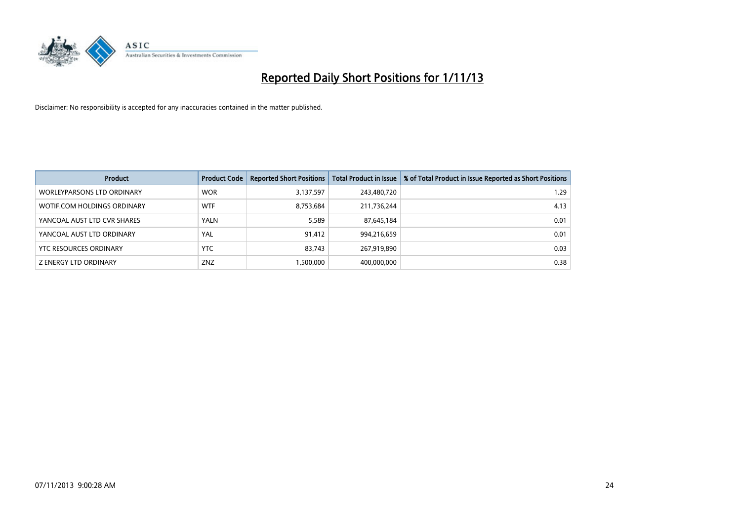# Reported Daily Short Positions for 1/11/13

Disclaimer: No responsibility is accepted for any inaccuracies contained in the matter published.

| Product | Product Code | Reported Short Positions | Total Product in Issue | % of Total Product in Issue Reported as Short Positions |
|---|---|---|---|---|
| WORLEYPARSONS LTD ORDINARY | WOR | 3,137,597 | 243,480,720 | 1.29 |
| WOTIF.COM HOLDINGS ORDINARY | WTF | 8,753,684 | 211,736,244 | 4.13 |
| YANCOAL AUST LTD CVR SHARES | YALN | 5,589 | 87,645,184 | 0.01 |
| YANCOAL AUST LTD ORDINARY | YAL | 91,412 | 994,216,659 | 0.01 |
| YTC RESOURCES ORDINARY | YTC | 83,743 | 267,919,890 | 0.03 |
| Z ENERGY LTD ORDINARY | ZNZ | 1,500,000 | 400,000,000 | 0.38 |

07/11/2013 9:00:28 AM